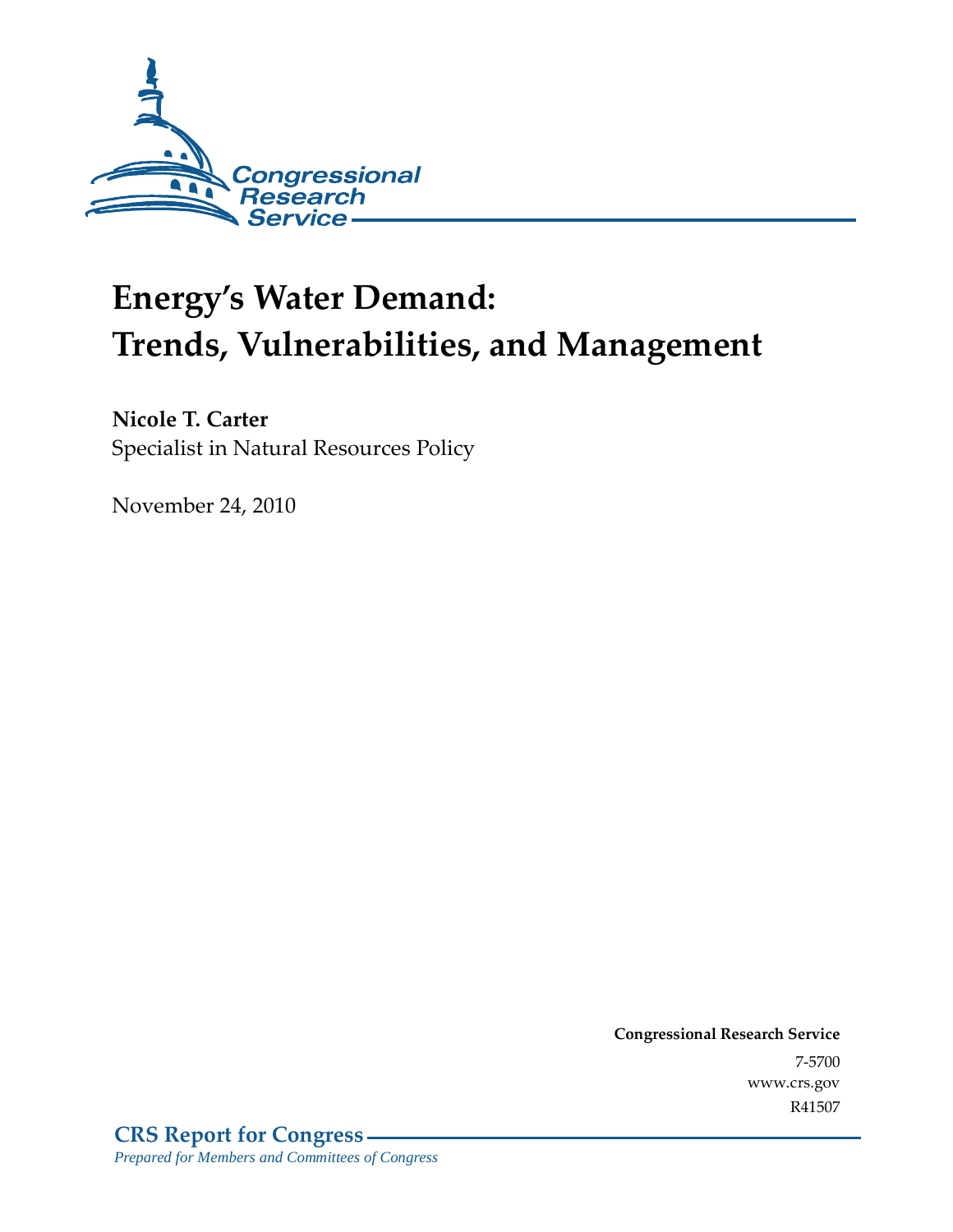Congressional Research Service

# Energy's Water Demand: Trends, Vulnerabilities, and Management

**Nicole T. Carter**
Specialist in Natural Resources Policy

November 24, 2010

**Congressional Research Service**
7-5700
www.crs.gov
R41507

**CRS Report for Congress**
*Prepared for Members and Committees of Congress*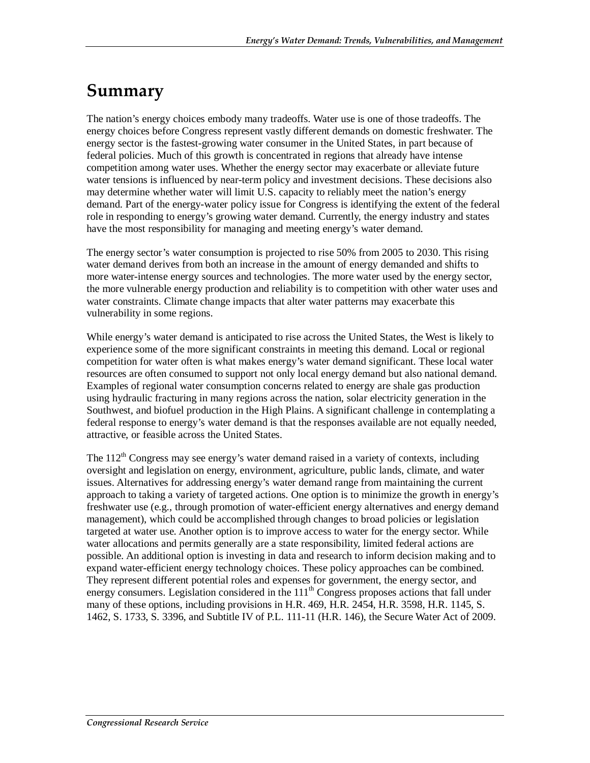# Summary

The nation's energy choices embody many tradeoffs. Water use is one of those tradeoffs. The energy choices before Congress represent vastly different demands on domestic freshwater. The energy sector is the fastest-growing water consumer in the United States, in part because of federal policies. Much of this growth is concentrated in regions that already have intense competition among water uses. Whether the energy sector may exacerbate or alleviate future water tensions is influenced by near-term policy and investment decisions. These decisions also may determine whether water will limit U.S. capacity to reliably meet the nation's energy demand. Part of the energy-water policy issue for Congress is identifying the extent of the federal role in responding to energy's growing water demand. Currently, the energy industry and states have the most responsibility for managing and meeting energy's water demand.

The energy sector's water consumption is projected to rise 50% from 2005 to 2030. This rising water demand derives from both an increase in the amount of energy demanded and shifts to more water-intense energy sources and technologies. The more water used by the energy sector, the more vulnerable energy production and reliability is to competition with other water uses and water constraints. Climate change impacts that alter water patterns may exacerbate this vulnerability in some regions.

While energy's water demand is anticipated to rise across the United States, the West is likely to experience some of the more significant constraints in meeting this demand. Local or regional competition for water often is what makes energy's water demand significant. These local water resources are often consumed to support not only local energy demand but also national demand. Examples of regional water consumption concerns related to energy are shale gas production using hydraulic fracturing in many regions across the nation, solar electricity generation in the Southwest, and biofuel production in the High Plains. A significant challenge in contemplating a federal response to energy's water demand is that the responses available are not equally needed, attractive, or feasible across the United States.

The 112th Congress may see energy's water demand raised in a variety of contexts, including oversight and legislation on energy, environment, agriculture, public lands, climate, and water issues. Alternatives for addressing energy's water demand range from maintaining the current approach to taking a variety of targeted actions. One option is to minimize the growth in energy's freshwater use (e.g., through promotion of water-efficient energy alternatives and energy demand management), which could be accomplished through changes to broad policies or legislation targeted at water use. Another option is to improve access to water for the energy sector. While water allocations and permits generally are a state responsibility, limited federal actions are possible. An additional option is investing in data and research to inform decision making and to expand water-efficient energy technology choices. These policy approaches can be combined. They represent different potential roles and expenses for government, the energy sector, and energy consumers. Legislation considered in the 111th Congress proposes actions that fall under many of these options, including provisions in H.R. 469, H.R. 2454, H.R. 3598, H.R. 1145, S. 1462, S. 1733, S. 3396, and Subtitle IV of P.L. 111-11 (H.R. 146), the Secure Water Act of 2009.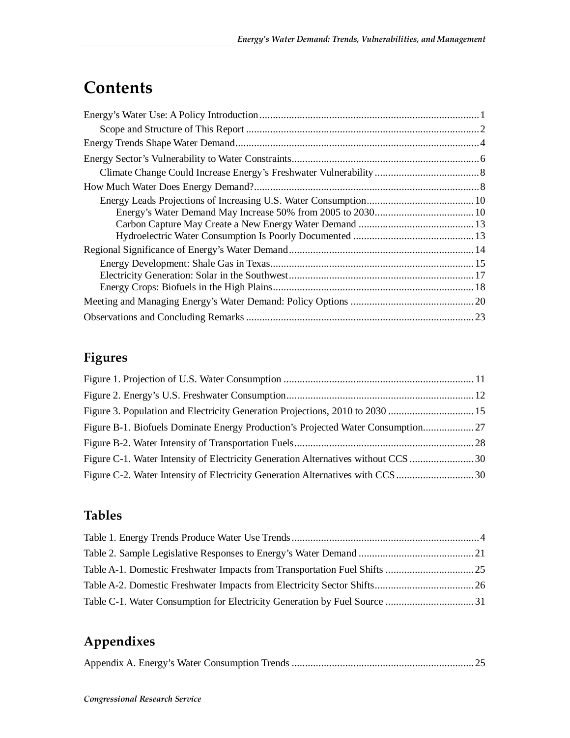# Contents

Energy's Water Use: A Policy Introduction ..... 1
    Scope and Structure of This Report ..... 2
Energy Trends Shape Water Demand ..... 4
Energy Sector's Vulnerability to Water Constraints ..... 6
    Climate Change Could Increase Energy's Freshwater Vulnerability ..... 8
How Much Water Does Energy Demand? ..... 8
    Energy Leads Projections of Increasing U.S. Water Consumption ..... 10
        Energy's Water Demand May Increase 50% from 2005 to 2030 ..... 10
        Carbon Capture May Create a New Energy Water Demand ..... 13
        Hydroelectric Water Consumption Is Poorly Documented ..... 13
Regional Significance of Energy's Water Demand ..... 14
    Energy Development: Shale Gas in Texas ..... 15
    Electricity Generation: Solar in the Southwest ..... 17
    Energy Crops: Biofuels in the High Plains ..... 18
Meeting and Managing Energy's Water Demand: Policy Options ..... 20
Observations and Concluding Remarks ..... 23

## Figures

Figure 1. Projection of U.S. Water Consumption ..... 11
Figure 2. Energy's U.S. Freshwater Consumption ..... 12
Figure 3. Population and Electricity Generation Projections, 2010 to 2030 ..... 15
Figure B-1. Biofuels Dominate Energy Production's Projected Water Consumption ..... 27
Figure B-2. Water Intensity of Transportation Fuels ..... 28
Figure C-1. Water Intensity of Electricity Generation Alternatives without CCS ..... 30
Figure C-2. Water Intensity of Electricity Generation Alternatives with CCS ..... 30

## Tables

Table 1. Energy Trends Produce Water Use Trends ..... 4
Table 2. Sample Legislative Responses to Energy's Water Demand ..... 21
Table A-1. Domestic Freshwater Impacts from Transportation Fuel Shifts ..... 25
Table A-2. Domestic Freshwater Impacts from Electricity Sector Shifts ..... 26
Table C-1. Water Consumption for Electricity Generation by Fuel Source ..... 31

## Appendixes

Appendix A. Energy's Water Consumption Trends ..... 25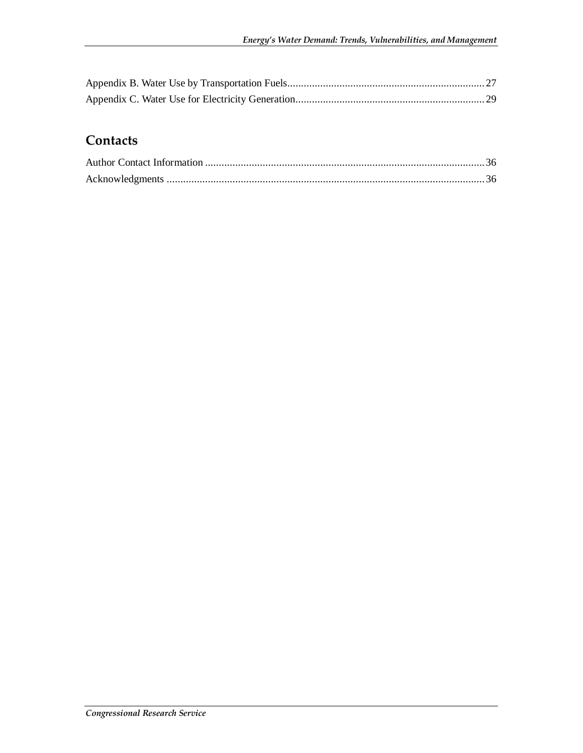Appendix B. Water Use by Transportation Fuels........................................................................27
Appendix C. Water Use for Electricity Generation.....................................................................29

## Contacts

Author Contact Information ......................................................................................................36
Acknowledgments ....................................................................................................................36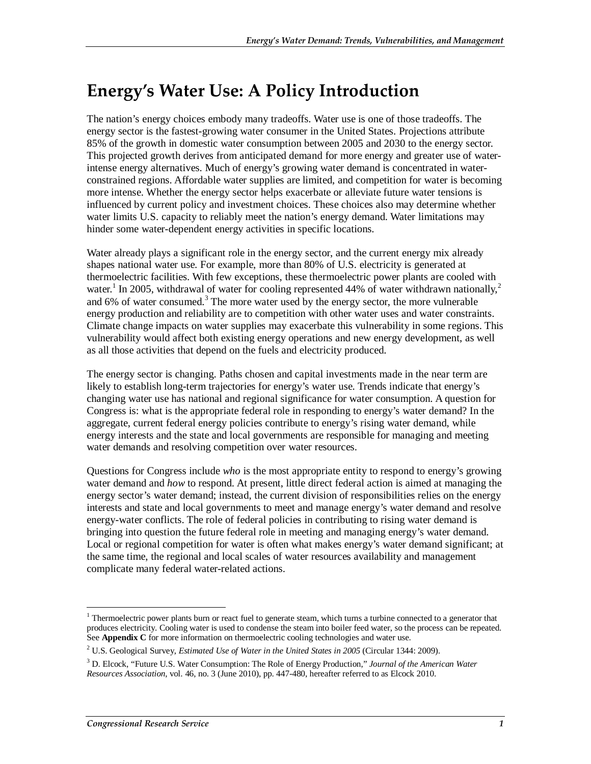# Energy's Water Use: A Policy Introduction

The nation's energy choices embody many tradeoffs. Water use is one of those tradeoffs. The energy sector is the fastest-growing water consumer in the United States. Projections attribute 85% of the growth in domestic water consumption between 2005 and 2030 to the energy sector. This projected growth derives from anticipated demand for more energy and greater use of water-intense energy alternatives. Much of energy's growing water demand is concentrated in water-constrained regions. Affordable water supplies are limited, and competition for water is becoming more intense. Whether the energy sector helps exacerbate or alleviate future water tensions is influenced by current policy and investment choices. These choices also may determine whether water limits U.S. capacity to reliably meet the nation's energy demand. Water limitations may hinder some water-dependent energy activities in specific locations.

Water already plays a significant role in the energy sector, and the current energy mix already shapes national water use. For example, more than 80% of U.S. electricity is generated at thermoelectric facilities. With few exceptions, these thermoelectric power plants are cooled with water.[1] In 2005, withdrawal of water for cooling represented 44% of water withdrawn nationally,[2] and 6% of water consumed.[3] The more water used by the energy sector, the more vulnerable energy production and reliability are to competition with other water uses and water constraints. Climate change impacts on water supplies may exacerbate this vulnerability in some regions. This vulnerability would affect both existing energy operations and new energy development, as well as all those activities that depend on the fuels and electricity produced.

The energy sector is changing. Paths chosen and capital investments made in the near term are likely to establish long-term trajectories for energy's water use. Trends indicate that energy's changing water use has national and regional significance for water consumption. A question for Congress is: what is the appropriate federal role in responding to energy's water demand? In the aggregate, current federal energy policies contribute to energy's rising water demand, while energy interests and the state and local governments are responsible for managing and meeting water demands and resolving competition over water resources.

Questions for Congress include *who* is the most appropriate entity to respond to energy's growing water demand and *how* to respond. At present, little direct federal action is aimed at managing the energy sector's water demand; instead, the current division of responsibilities relies on the energy interests and state and local governments to meet and manage energy's water demand and resolve energy-water conflicts. The role of federal policies in contributing to rising water demand is bringing into question the future federal role in meeting and managing energy's water demand. Local or regional competition for water is often what makes energy's water demand significant; at the same time, the regional and local scales of water resources availability and management complicate many federal water-related actions.

---

[1] Thermoelectric power plants burn or react fuel to generate steam, which turns a turbine connected to a generator that produces electricity. Cooling water is used to condense the steam into boiler feed water, so the process can be repeated. See **Appendix C** for more information on thermoelectric cooling technologies and water use.

[2] U.S. Geological Survey, *Estimated Use of Water in the United States in 2005* (Circular 1344: 2009).

[3] D. Elcock, "Future U.S. Water Consumption: The Role of Energy Production," *Journal of the American Water Resources Association*, vol. 46, no. 3 (June 2010), pp. 447-480, hereafter referred to as Elcock 2010.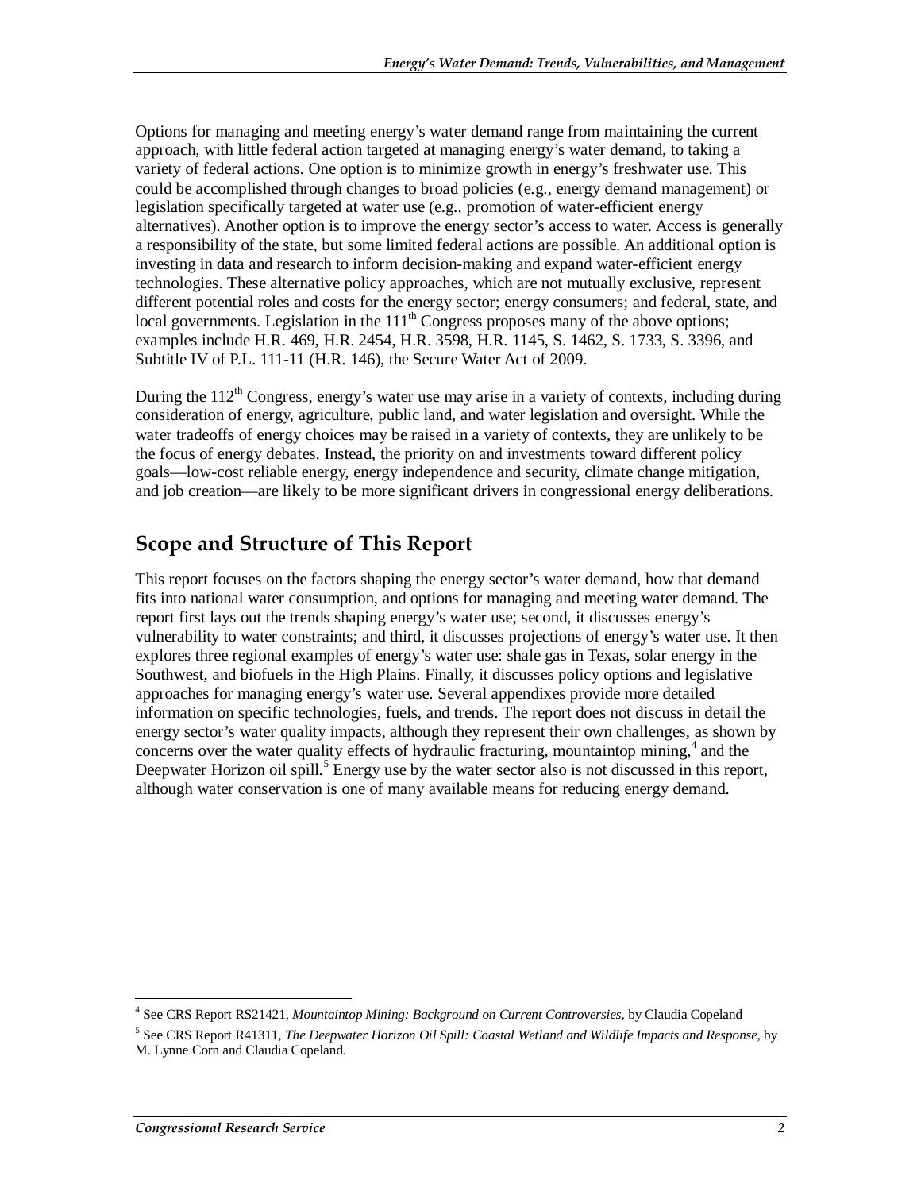Options for managing and meeting energy's water demand range from maintaining the current approach, with little federal action targeted at managing energy's water demand, to taking a variety of federal actions. One option is to minimize growth in energy's freshwater use. This could be accomplished through changes to broad policies (e.g., energy demand management) or legislation specifically targeted at water use (e.g., promotion of water-efficient energy alternatives). Another option is to improve the energy sector's access to water. Access is generally a responsibility of the state, but some limited federal actions are possible. An additional option is investing in data and research to inform decision-making and expand water-efficient energy technologies. These alternative policy approaches, which are not mutually exclusive, represent different potential roles and costs for the energy sector; energy consumers; and federal, state, and local governments. Legislation in the 111th Congress proposes many of the above options; examples include H.R. 469, H.R. 2454, H.R. 3598, H.R. 1145, S. 1462, S. 1733, S. 3396, and Subtitle IV of P.L. 111-11 (H.R. 146), the Secure Water Act of 2009.

During the 112th Congress, energy's water use may arise in a variety of contexts, including during consideration of energy, agriculture, public land, and water legislation and oversight. While the water tradeoffs of energy choices may be raised in a variety of contexts, they are unlikely to be the focus of energy debates. Instead, the priority on and investments toward different policy goals—low-cost reliable energy, energy independence and security, climate change mitigation, and job creation—are likely to be more significant drivers in congressional energy deliberations.

## Scope and Structure of This Report

This report focuses on the factors shaping the energy sector's water demand, how that demand fits into national water consumption, and options for managing and meeting water demand. The report first lays out the trends shaping energy's water use; second, it discusses energy's vulnerability to water constraints; and third, it discusses projections of energy's water use. It then explores three regional examples of energy's water use: shale gas in Texas, solar energy in the Southwest, and biofuels in the High Plains. Finally, it discusses policy options and legislative approaches for managing energy's water use. Several appendixes provide more detailed information on specific technologies, fuels, and trends. The report does not discuss in detail the energy sector's water quality impacts, although they represent their own challenges, as shown by concerns over the water quality effects of hydraulic fracturing, mountaintop mining,[4] and the Deepwater Horizon oil spill.[5] Energy use by the water sector also is not discussed in this report, although water conservation is one of many available means for reducing energy demand.

---

[4] See CRS Report RS21421, *Mountaintop Mining: Background on Current Controversies*, by Claudia Copeland

[5] See CRS Report R41311, *The Deepwater Horizon Oil Spill: Coastal Wetland and Wildlife Impacts and Response*, by M. Lynne Corn and Claudia Copeland.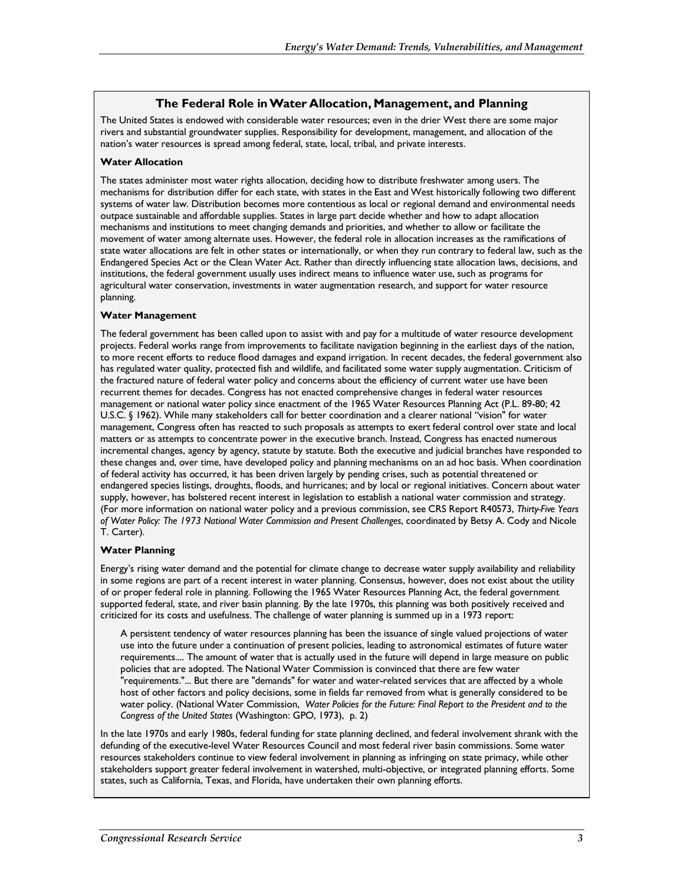## The Federal Role in Water Allocation, Management, and Planning

The United States is endowed with considerable water resources; even in the drier West there are some major rivers and substantial groundwater supplies. Responsibility for development, management, and allocation of the nation's water resources is spread among federal, state, local, tribal, and private interests.

**Water Allocation**

The states administer most water rights allocation, deciding how to distribute freshwater among users. The mechanisms for distribution differ for each state, with states in the East and West historically following two different systems of water law. Distribution becomes more contentious as local or regional demand and environmental needs outpace sustainable and affordable supplies. States in large part decide whether and how to adapt allocation mechanisms and institutions to meet changing demands and priorities, and whether to allow or facilitate the movement of water among alternate uses. However, the federal role in allocation increases as the ramifications of state water allocations are felt in other states or internationally, or when they run contrary to federal law, such as the Endangered Species Act or the Clean Water Act. Rather than directly influencing state allocation laws, decisions, and institutions, the federal government usually uses indirect means to influence water use, such as programs for agricultural water conservation, investments in water augmentation research, and support for water resource planning.

**Water Management**

The federal government has been called upon to assist with and pay for a multitude of water resource development projects. Federal works range from improvements to facilitate navigation beginning in the earliest days of the nation, to more recent efforts to reduce flood damages and expand irrigation. In recent decades, the federal government also has regulated water quality, protected fish and wildlife, and facilitated some water supply augmentation. Criticism of the fractured nature of federal water policy and concerns about the efficiency of current water use have been recurrent themes for decades. Congress has not enacted comprehensive changes in federal water resources management or national water policy since enactment of the 1965 Water Resources Planning Act (P.L. 89-80; 42 U.S.C. § 1962). While many stakeholders call for better coordination and a clearer national "vision" for water management, Congress often has reacted to such proposals as attempts to exert federal control over state and local matters or as attempts to concentrate power in the executive branch. Instead, Congress has enacted numerous incremental changes, agency by agency, statute by statute. Both the executive and judicial branches have responded to these changes and, over time, have developed policy and planning mechanisms on an ad hoc basis. When coordination of federal activity has occurred, it has been driven largely by pending crises, such as potential threatened or endangered species listings, droughts, floods, and hurricanes; and by local or regional initiatives. Concern about water supply, however, has bolstered recent interest in legislation to establish a national water commission and strategy. (For more information on national water policy and a previous commission, see CRS Report R40573, *Thirty-Five Years of Water Policy: The 1973 National Water Commission and Present Challenges*, coordinated by Betsy A. Cody and Nicole T. Carter).

**Water Planning**

Energy's rising water demand and the potential for climate change to decrease water supply availability and reliability in some regions are part of a recent interest in water planning. Consensus, however, does not exist about the utility of or proper federal role in planning. Following the 1965 Water Resources Planning Act, the federal government supported federal, state, and river basin planning. By the late 1970s, this planning was both positively received and criticized for its costs and usefulness. The challenge of water planning is summed up in a 1973 report:

> A persistent tendency of water resources planning has been the issuance of single valued projections of water use into the future under a continuation of present policies, leading to astronomical estimates of future water requirements.... The amount of water that is actually used in the future will depend in large measure on public policies that are adopted. The National Water Commission is convinced that there are few water "requirements."... But there are "demands" for water and water-related services that are affected by a whole host of other factors and policy decisions, some in fields far removed from what is generally considered to be water policy. (National Water Commission, *Water Policies for the Future: Final Report to the President and to the Congress of the United States* (Washington: GPO, 1973), p. 2)

In the late 1970s and early 1980s, federal funding for state planning declined, and federal involvement shrank with the defunding of the executive-level Water Resources Council and most federal river basin commissions. Some water resources stakeholders continue to view federal involvement in planning as infringing on state primacy, while other stakeholders support greater federal involvement in watershed, multi-objective, or integrated planning efforts. Some states, such as California, Texas, and Florida, have undertaken their own planning efforts.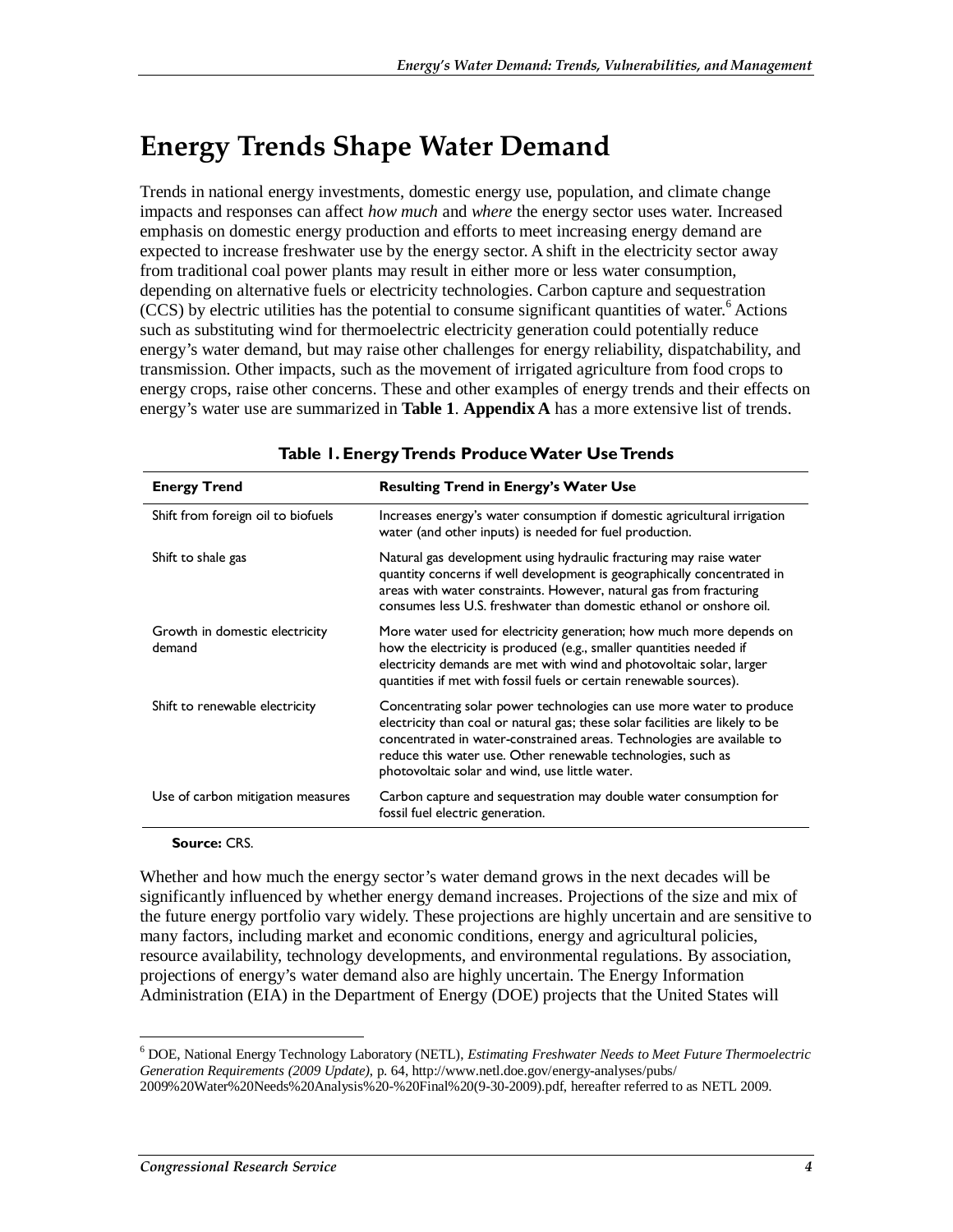# Energy Trends Shape Water Demand

Trends in national energy investments, domestic energy use, population, and climate change impacts and responses can affect *how much* and *where* the energy sector uses water. Increased emphasis on domestic energy production and efforts to meet increasing energy demand are expected to increase freshwater use by the energy sector. A shift in the electricity sector away from traditional coal power plants may result in either more or less water consumption, depending on alternative fuels or electricity technologies. Carbon capture and sequestration (CCS) by electric utilities has the potential to consume significant quantities of water.[6] Actions such as substituting wind for thermoelectric electricity generation could potentially reduce energy's water demand, but may raise other challenges for energy reliability, dispatchability, and transmission. Other impacts, such as the movement of irrigated agriculture from food crops to energy crops, raise other concerns. These and other examples of energy trends and their effects on energy's water use are summarized in **Table 1**. **Appendix A** has a more extensive list of trends.

**Table 1. Energy Trends Produce Water Use Trends**

| Energy Trend | Resulting Trend in Energy's Water Use |
| --- | --- |
| Shift from foreign oil to biofuels | Increases energy's water consumption if domestic agricultural irrigation water (and other inputs) is needed for fuel production. |
| Shift to shale gas | Natural gas development using hydraulic fracturing may raise water quantity concerns if well development is geographically concentrated in areas with water constraints. However, natural gas from fracturing consumes less U.S. freshwater than domestic ethanol or onshore oil. |
| Growth in domestic electricity demand | More water used for electricity generation; how much more depends on how the electricity is produced (e.g., smaller quantities needed if electricity demands are met with wind and photovoltaic solar, larger quantities if met with fossil fuels or certain renewable sources). |
| Shift to renewable electricity | Concentrating solar power technologies can use more water to produce electricity than coal or natural gas; these solar facilities are likely to be concentrated in water-constrained areas. Technologies are available to reduce this water use. Other renewable technologies, such as photovoltaic solar and wind, use little water. |
| Use of carbon mitigation measures | Carbon capture and sequestration may double water consumption for fossil fuel electric generation. |

**Source:** CRS.

Whether and how much the energy sector's water demand grows in the next decades will be significantly influenced by whether energy demand increases. Projections of the size and mix of the future energy portfolio vary widely. These projections are highly uncertain and are sensitive to many factors, including market and economic conditions, energy and agricultural policies, resource availability, technology developments, and environmental regulations. By association, projections of energy's water demand also are highly uncertain. The Energy Information Administration (EIA) in the Department of Energy (DOE) projects that the United States will

---

[6] DOE, National Energy Technology Laboratory (NETL), *Estimating Freshwater Needs to Meet Future Thermoelectric Generation Requirements (2009 Update)*, p. 64, http://www.netl.doe.gov/energy-analyses/pubs/2009%20Water%20Needs%20Analysis%20-%20Final%20(9-30-2009).pdf, hereafter referred to as NETL 2009.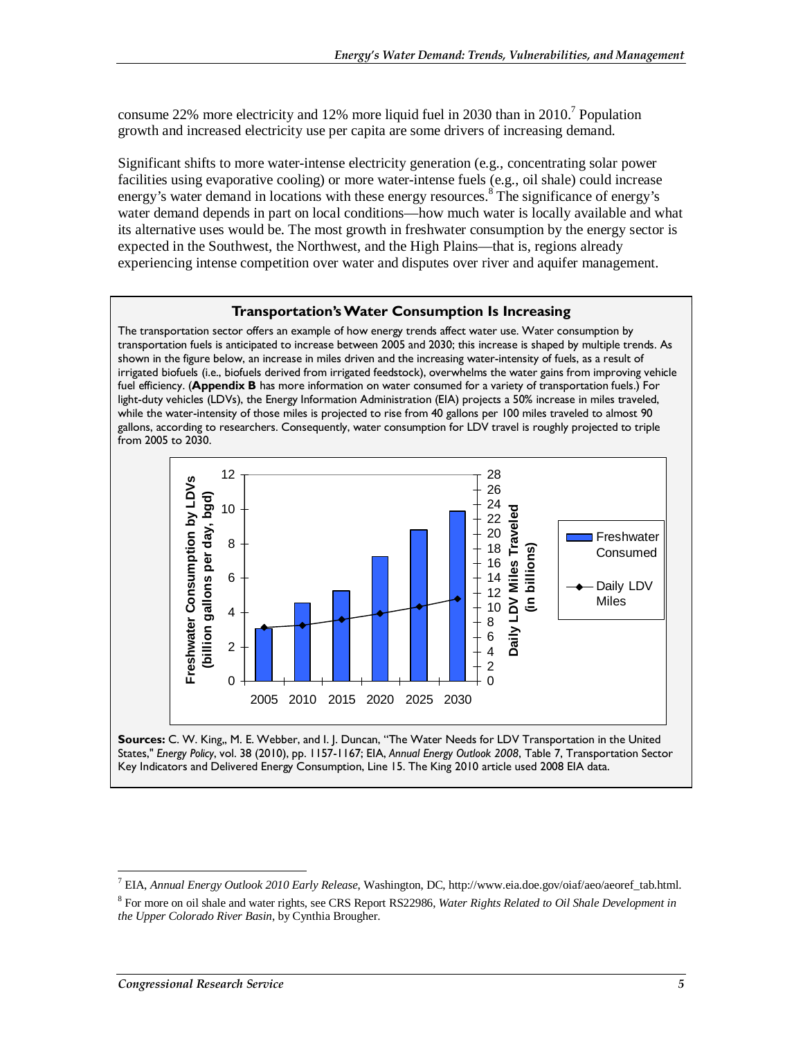consume 22% more electricity and 12% more liquid fuel in 2030 than in 2010.[7] Population growth and increased electricity use per capita are some drivers of increasing demand.

Significant shifts to more water-intense electricity generation (e.g., concentrating solar power facilities using evaporative cooling) or more water-intense fuels (e.g., oil shale) could increase energy's water demand in locations with these energy resources.[8] The significance of energy's water demand depends in part on local conditions—how much water is locally available and what its alternative uses would be. The most growth in freshwater consumption by the energy sector is expected in the Southwest, the Northwest, and the High Plains—that is, regions already experiencing intense competition over water and disputes over river and aquifer management.

### Transportation's Water Consumption Is Increasing

The transportation sector offers an example of how energy trends affect water use. Water consumption by transportation fuels is anticipated to increase between 2005 and 2030; this increase is shaped by multiple trends. As shown in the figure below, an increase in miles driven and the increasing water-intensity of fuels, as a result of irrigated biofuels (i.e., biofuels derived from irrigated feedstock), overwhelms the water gains from improving vehicle fuel efficiency. (**Appendix B** has more information on water consumed for a variety of transportation fuels.) For light-duty vehicles (LDVs), the Energy Information Administration (EIA) projects a 50% increase in miles traveled, while the water-intensity of those miles is projected to rise from 40 gallons per 100 miles traveled to almost 90 gallons, according to researchers. Consequently, water consumption for LDV travel is roughly projected to triple from 2005 to 2030.

**Sources:** C. W. King,, M. E. Webber, and I. J. Duncan, "The Water Needs for LDV Transportation in the United States," *Energy Policy*, vol. 38 (2010), pp. 1157-1167; EIA, *Annual Energy Outlook 2008*, Table 7, Transportation Sector Key Indicators and Delivered Energy Consumption, Line 15. The King 2010 article used 2008 EIA data.

---

[7] EIA, *Annual Energy Outlook 2010 Early Release*, Washington, DC, http://www.eia.doe.gov/oiaf/aeo/aeoref_tab.html.

[8] For more on oil shale and water rights, see CRS Report RS22986, *Water Rights Related to Oil Shale Development in the Upper Colorado River Basin*, by Cynthia Brougher.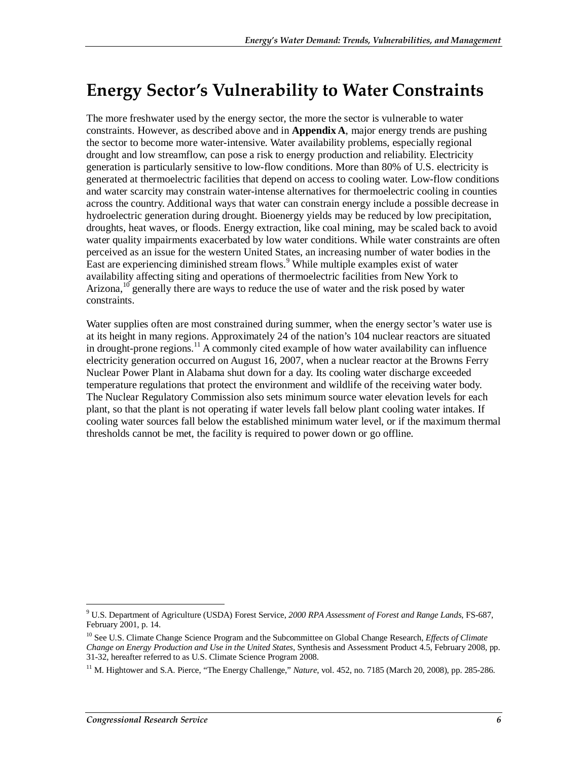# Energy Sector's Vulnerability to Water Constraints

The more freshwater used by the energy sector, the more the sector is vulnerable to water constraints. However, as described above and in **Appendix A**, major energy trends are pushing the sector to become more water-intensive. Water availability problems, especially regional drought and low streamflow, can pose a risk to energy production and reliability. Electricity generation is particularly sensitive to low-flow conditions. More than 80% of U.S. electricity is generated at thermoelectric facilities that depend on access to cooling water. Low-flow conditions and water scarcity may constrain water-intense alternatives for thermoelectric cooling in counties across the country. Additional ways that water can constrain energy include a possible decrease in hydroelectric generation during drought. Bioenergy yields may be reduced by low precipitation, droughts, heat waves, or floods. Energy extraction, like coal mining, may be scaled back to avoid water quality impairments exacerbated by low water conditions. While water constraints are often perceived as an issue for the western United States, an increasing number of water bodies in the East are experiencing diminished stream flows.[9] While multiple examples exist of water availability affecting siting and operations of thermoelectric facilities from New York to Arizona,[10] generally there are ways to reduce the use of water and the risk posed by water constraints.

Water supplies often are most constrained during summer, when the energy sector's water use is at its height in many regions. Approximately 24 of the nation's 104 nuclear reactors are situated in drought-prone regions.[11] A commonly cited example of how water availability can influence electricity generation occurred on August 16, 2007, when a nuclear reactor at the Browns Ferry Nuclear Power Plant in Alabama shut down for a day. Its cooling water discharge exceeded temperature regulations that protect the environment and wildlife of the receiving water body. The Nuclear Regulatory Commission also sets minimum source water elevation levels for each plant, so that the plant is not operating if water levels fall below plant cooling water intakes. If cooling water sources fall below the established minimum water level, or if the maximum thermal thresholds cannot be met, the facility is required to power down or go offline.

---

[9] U.S. Department of Agriculture (USDA) Forest Service, *2000 RPA Assessment of Forest and Range Lands*, FS-687, February 2001, p. 14.

[10] See U.S. Climate Change Science Program and the Subcommittee on Global Change Research, *Effects of Climate Change on Energy Production and Use in the United States*, Synthesis and Assessment Product 4.5, February 2008, pp. 31-32, hereafter referred to as U.S. Climate Science Program 2008.

[11] M. Hightower and S.A. Pierce, "The Energy Challenge," *Nature*, vol. 452, no. 7185 (March 20, 2008), pp. 285-286.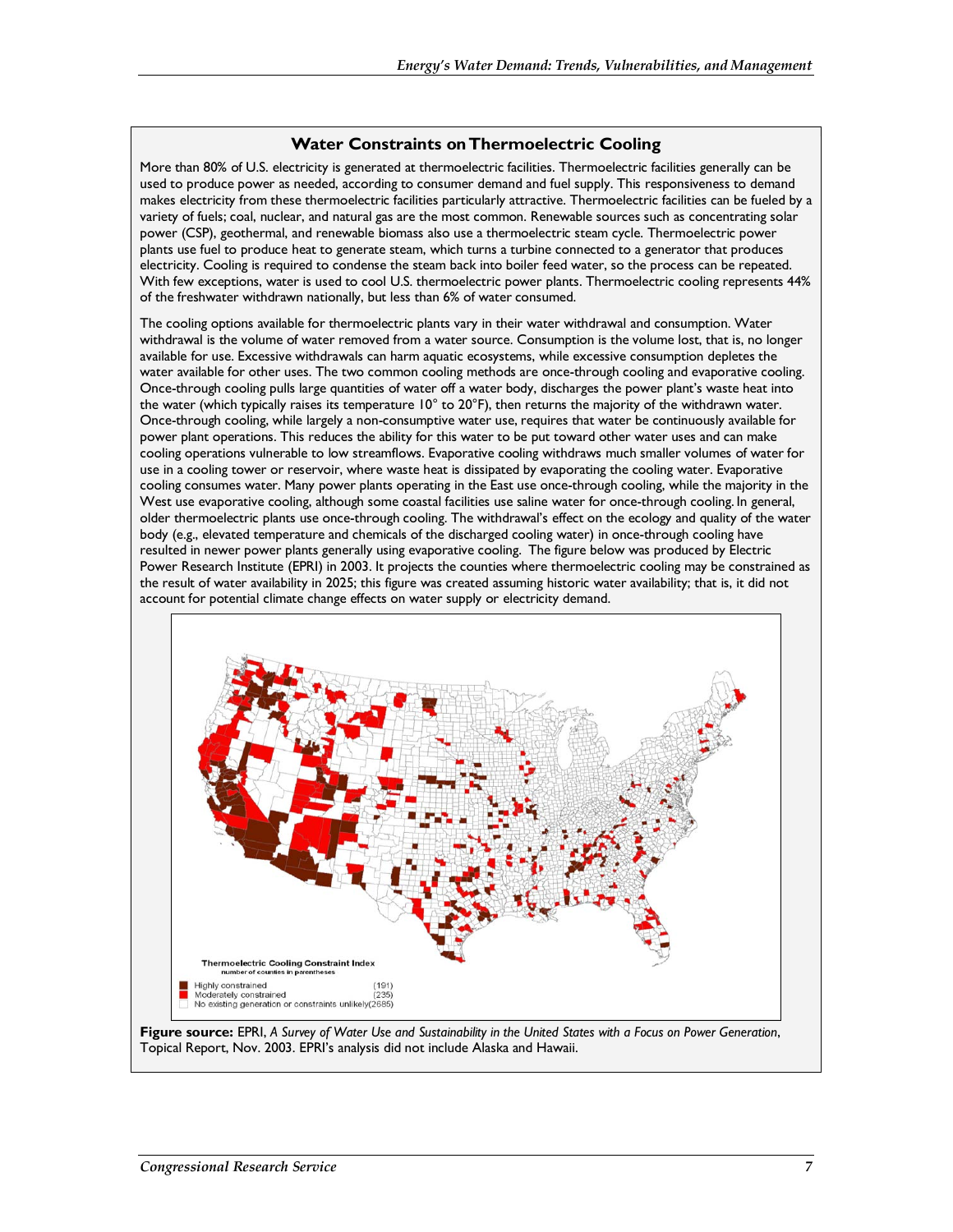### Water Constraints on Thermoelectric Cooling

More than 80% of U.S. electricity is generated at thermoelectric facilities. Thermoelectric facilities generally can be used to produce power as needed, according to consumer demand and fuel supply. This responsiveness to demand makes electricity from these thermoelectric facilities particularly attractive. Thermoelectric facilities can be fueled by a variety of fuels; coal, nuclear, and natural gas are the most common. Renewable sources such as concentrating solar power (CSP), geothermal, and renewable biomass also use a thermoelectric steam cycle. Thermoelectric power plants use fuel to produce heat to generate steam, which turns a turbine connected to a generator that produces electricity. Cooling is required to condense the steam back into boiler feed water, so the process can be repeated. With few exceptions, water is used to cool U.S. thermoelectric power plants. Thermoelectric cooling represents 44% of the freshwater withdrawn nationally, but less than 6% of water consumed.

The cooling options available for thermoelectric plants vary in their water withdrawal and consumption. Water withdrawal is the volume of water removed from a water source. Consumption is the volume lost, that is, no longer available for use. Excessive withdrawals can harm aquatic ecosystems, while excessive consumption depletes the water available for other uses. The two common cooling methods are once-through cooling and evaporative cooling. Once-through cooling pulls large quantities of water off a water body, discharges the power plant's waste heat into the water (which typically raises its temperature 10° to 20°F), then returns the majority of the withdrawn water. Once-through cooling, while largely a non-consumptive water use, requires that water be continuously available for power plant operations. This reduces the ability for this water to be put toward other water uses and can make cooling operations vulnerable to low streamflows. Evaporative cooling withdraws much smaller volumes of water for use in a cooling tower or reservoir, where waste heat is dissipated by evaporating the cooling water. Evaporative cooling consumes water. Many power plants operating in the East use once-through cooling, while the majority in the West use evaporative cooling, although some coastal facilities use saline water for once-through cooling. In general, older thermoelectric plants use once-through cooling. The withdrawal's effect on the ecology and quality of the water body (e.g., elevated temperature and chemicals of the discharged cooling water) in once-through cooling have resulted in newer power plants generally using evaporative cooling. The figure below was produced by Electric Power Research Institute (EPRI) in 2003. It projects the counties where thermoelectric cooling may be constrained as the result of water availability in 2025; this figure was created assuming historic water availability; that is, it did not account for potential climate change effects on water supply or electricity demand.

**Thermoelectric Cooling Constraint Index**
number of counties in parentheses

- Highly constrained (191)
- Moderately constrained (235)
- No existing generation or constraints unlikely (2685)

**Figure source:** EPRI, *A Survey of Water Use and Sustainability in the United States with a Focus on Power Generation*, Topical Report, Nov. 2003. EPRI's analysis did not include Alaska and Hawaii.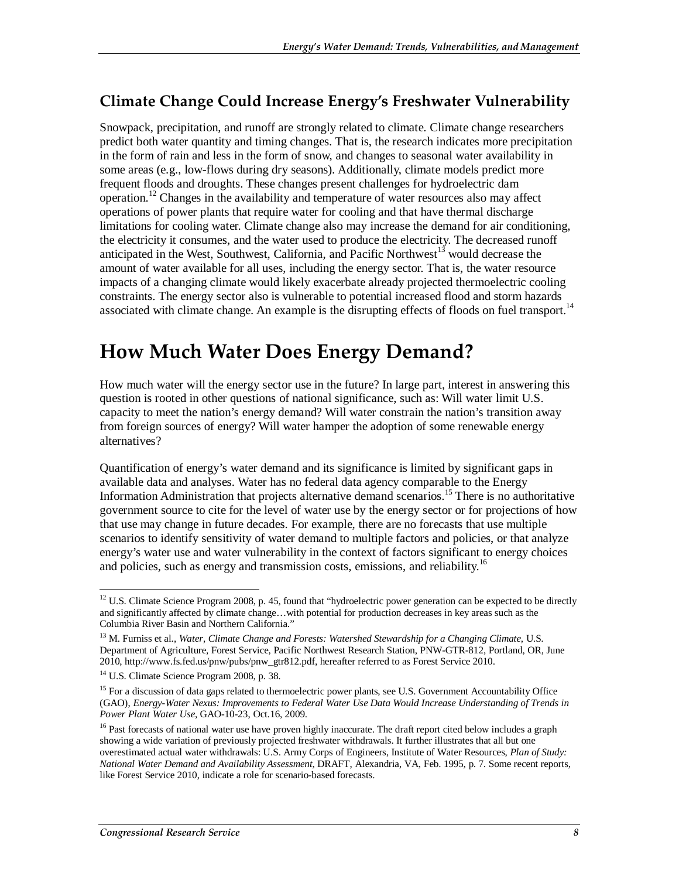## Climate Change Could Increase Energy's Freshwater Vulnerability

Snowpack, precipitation, and runoff are strongly related to climate. Climate change researchers predict both water quantity and timing changes. That is, the research indicates more precipitation in the form of rain and less in the form of snow, and changes to seasonal water availability in some areas (e.g., low-flows during dry seasons). Additionally, climate models predict more frequent floods and droughts. These changes present challenges for hydroelectric dam operation.[12] Changes in the availability and temperature of water resources also may affect operations of power plants that require water for cooling and that have thermal discharge limitations for cooling water. Climate change also may increase the demand for air conditioning, the electricity it consumes, and the water used to produce the electricity. The decreased runoff anticipated in the West, Southwest, California, and Pacific Northwest[13] would decrease the amount of water available for all uses, including the energy sector. That is, the water resource impacts of a changing climate would likely exacerbate already projected thermoelectric cooling constraints. The energy sector also is vulnerable to potential increased flood and storm hazards associated with climate change. An example is the disrupting effects of floods on fuel transport.[14]

# How Much Water Does Energy Demand?

How much water will the energy sector use in the future? In large part, interest in answering this question is rooted in other questions of national significance, such as: Will water limit U.S. capacity to meet the nation's energy demand? Will water constrain the nation's transition away from foreign sources of energy? Will water hamper the adoption of some renewable energy alternatives?

Quantification of energy's water demand and its significance is limited by significant gaps in available data and analyses. Water has no federal data agency comparable to the Energy Information Administration that projects alternative demand scenarios.[15] There is no authoritative government source to cite for the level of water use by the energy sector or for projections of how that use may change in future decades. For example, there are no forecasts that use multiple scenarios to identify sensitivity of water demand to multiple factors and policies, or that analyze energy's water use and water vulnerability in the context of factors significant to energy choices and policies, such as energy and transmission costs, emissions, and reliability.[16]

---

[12] U.S. Climate Science Program 2008, p. 45, found that "hydroelectric power generation can be expected to be directly and significantly affected by climate change…with potential for production decreases in key areas such as the Columbia River Basin and Northern California."

[13] M. Furniss et al., *Water, Climate Change and Forests: Watershed Stewardship for a Changing Climate*, U.S. Department of Agriculture, Forest Service, Pacific Northwest Research Station, PNW-GTR-812, Portland, OR, June 2010, http://www.fs.fed.us/pnw/pubs/pnw_gtr812.pdf, hereafter referred to as Forest Service 2010.

[14] U.S. Climate Science Program 2008, p. 38.

[15] For a discussion of data gaps related to thermoelectric power plants, see U.S. Government Accountability Office (GAO), *Energy-Water Nexus: Improvements to Federal Water Use Data Would Increase Understanding of Trends in Power Plant Water Use*, GAO-10-23, Oct.16, 2009.

[16] Past forecasts of national water use have proven highly inaccurate. The draft report cited below includes a graph showing a wide variation of previously projected freshwater withdrawals. It further illustrates that all but one overestimated actual water withdrawals: U.S. Army Corps of Engineers, Institute of Water Resources, *Plan of Study: National Water Demand and Availability Assessment*, DRAFT, Alexandria, VA, Feb. 1995, p. 7. Some recent reports, like Forest Service 2010, indicate a role for scenario-based forecasts.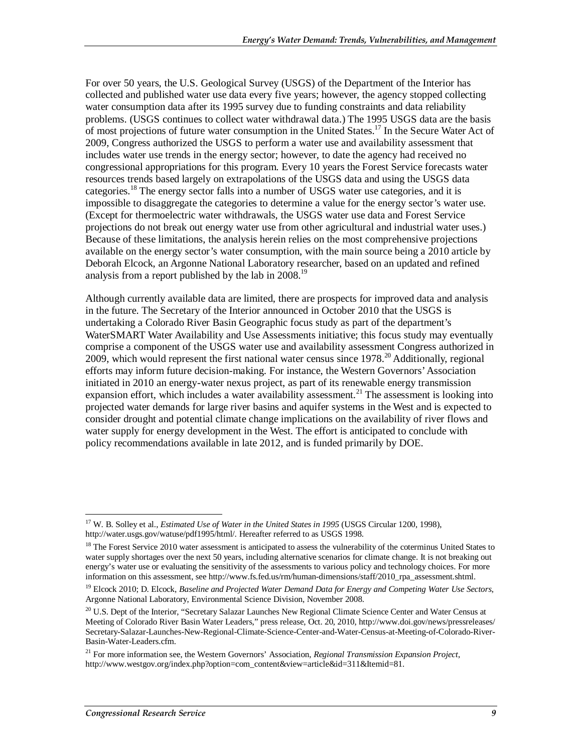For over 50 years, the U.S. Geological Survey (USGS) of the Department of the Interior has collected and published water use data every five years; however, the agency stopped collecting water consumption data after its 1995 survey due to funding constraints and data reliability problems. (USGS continues to collect water withdrawal data.) The 1995 USGS data are the basis of most projections of future water consumption in the United States.[17] In the Secure Water Act of 2009, Congress authorized the USGS to perform a water use and availability assessment that includes water use trends in the energy sector; however, to date the agency had received no congressional appropriations for this program. Every 10 years the Forest Service forecasts water resources trends based largely on extrapolations of the USGS data and using the USGS data categories.[18] The energy sector falls into a number of USGS water use categories, and it is impossible to disaggregate the categories to determine a value for the energy sector's water use. (Except for thermoelectric water withdrawals, the USGS water use data and Forest Service projections do not break out energy water use from other agricultural and industrial water uses.) Because of these limitations, the analysis herein relies on the most comprehensive projections available on the energy sector's water consumption, with the main source being a 2010 article by Deborah Elcock, an Argonne National Laboratory researcher, based on an updated and refined analysis from a report published by the lab in 2008.[19]

Although currently available data are limited, there are prospects for improved data and analysis in the future. The Secretary of the Interior announced in October 2010 that the USGS is undertaking a Colorado River Basin Geographic focus study as part of the department's WaterSMART Water Availability and Use Assessments initiative; this focus study may eventually comprise a component of the USGS water use and availability assessment Congress authorized in 2009, which would represent the first national water census since 1978.[20] Additionally, regional efforts may inform future decision-making. For instance, the Western Governors' Association initiated in 2010 an energy-water nexus project, as part of its renewable energy transmission expansion effort, which includes a water availability assessment.[21] The assessment is looking into projected water demands for large river basins and aquifer systems in the West and is expected to consider drought and potential climate change implications on the availability of river flows and water supply for energy development in the West. The effort is anticipated to conclude with policy recommendations available in late 2012, and is funded primarily by DOE.

---

[17] W. B. Solley et al., *Estimated Use of Water in the United States in 1995* (USGS Circular 1200, 1998), http://water.usgs.gov/watuse/pdf1995/html/. Hereafter referred to as USGS 1998.

[18] The Forest Service 2010 water assessment is anticipated to assess the vulnerability of the coterminus United States to water supply shortages over the next 50 years, including alternative scenarios for climate change. It is not breaking out energy's water use or evaluating the sensitivity of the assessments to various policy and technology choices. For more information on this assessment, see http://www.fs.fed.us/rm/human-dimensions/staff/2010_rpa_assessment.shtml.

[19] Elcock 2010; D. Elcock, *Baseline and Projected Water Demand Data for Energy and Competing Water Use Sectors*, Argonne National Laboratory, Environmental Science Division, November 2008.

[20] U.S. Dept of the Interior, "Secretary Salazar Launches New Regional Climate Science Center and Water Census at Meeting of Colorado River Basin Water Leaders," press release, Oct. 20, 2010, http://www.doi.gov/news/pressreleases/Secretary-Salazar-Launches-New-Regional-Climate-Science-Center-and-Water-Census-at-Meeting-of-Colorado-River-Basin-Water-Leaders.cfm.

[21] For more information see, the Western Governors' Association, *Regional Transmission Expansion Project*, http://www.westgov.org/index.php?option=com_content&view=article&id=311&Itemid=81.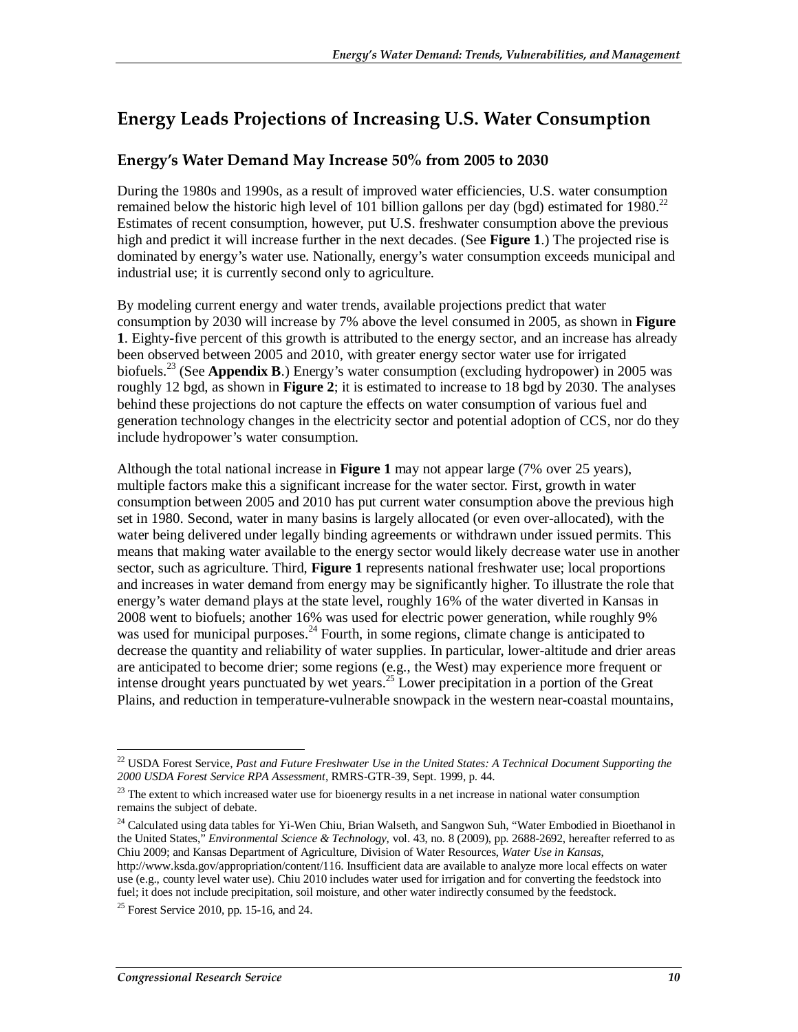## Energy Leads Projections of Increasing U.S. Water Consumption

### Energy's Water Demand May Increase 50% from 2005 to 2030

During the 1980s and 1990s, as a result of improved water efficiencies, U.S. water consumption remained below the historic high level of 101 billion gallons per day (bgd) estimated for 1980.[22] Estimates of recent consumption, however, put U.S. freshwater consumption above the previous high and predict it will increase further in the next decades. (See **Figure 1**.) The projected rise is dominated by energy's water use. Nationally, energy's water consumption exceeds municipal and industrial use; it is currently second only to agriculture.

By modeling current energy and water trends, available projections predict that water consumption by 2030 will increase by 7% above the level consumed in 2005, as shown in **Figure 1**. Eighty-five percent of this growth is attributed to the energy sector, and an increase has already been observed between 2005 and 2010, with greater energy sector water use for irrigated biofuels.[23] (See **Appendix B**.) Energy's water consumption (excluding hydropower) in 2005 was roughly 12 bgd, as shown in **Figure 2**; it is estimated to increase to 18 bgd by 2030. The analyses behind these projections do not capture the effects on water consumption of various fuel and generation technology changes in the electricity sector and potential adoption of CCS, nor do they include hydropower's water consumption.

Although the total national increase in **Figure 1** may not appear large (7% over 25 years), multiple factors make this a significant increase for the water sector. First, growth in water consumption between 2005 and 2010 has put current water consumption above the previous high set in 1980. Second, water in many basins is largely allocated (or even over-allocated), with the water being delivered under legally binding agreements or withdrawn under issued permits. This means that making water available to the energy sector would likely decrease water use in another sector, such as agriculture. Third, **Figure 1** represents national freshwater use; local proportions and increases in water demand from energy may be significantly higher. To illustrate the role that energy's water demand plays at the state level, roughly 16% of the water diverted in Kansas in 2008 went to biofuels; another 16% was used for electric power generation, while roughly 9% was used for municipal purposes.[24] Fourth, in some regions, climate change is anticipated to decrease the quantity and reliability of water supplies. In particular, lower-altitude and drier areas are anticipated to become drier; some regions (e.g., the West) may experience more frequent or intense drought years punctuated by wet years.[25] Lower precipitation in a portion of the Great Plains, and reduction in temperature-vulnerable snowpack in the western near-coastal mountains,

---

[22] USDA Forest Service, *Past and Future Freshwater Use in the United States: A Technical Document Supporting the 2000 USDA Forest Service RPA Assessment*, RMRS-GTR-39, Sept. 1999, p. 44.

[23] The extent to which increased water use for bioenergy results in a net increase in national water consumption remains the subject of debate.

[24] Calculated using data tables for Yi-Wen Chiu, Brian Walseth, and Sangwon Suh, "Water Embodied in Bioethanol in the United States," *Environmental Science & Technology,* vol. 43, no. 8 (2009), pp. 2688-2692, hereafter referred to as Chiu 2009; and Kansas Department of Agriculture, Division of Water Resources, *Water Use in Kansas*, http://www.ksda.gov/appropriation/content/116. Insufficient data are available to analyze more local effects on water use (e.g., county level water use). Chiu 2010 includes water used for irrigation and for converting the feedstock into fuel; it does not include precipitation, soil moisture, and other water indirectly consumed by the feedstock.

[25] Forest Service 2010, pp. 15-16, and 24.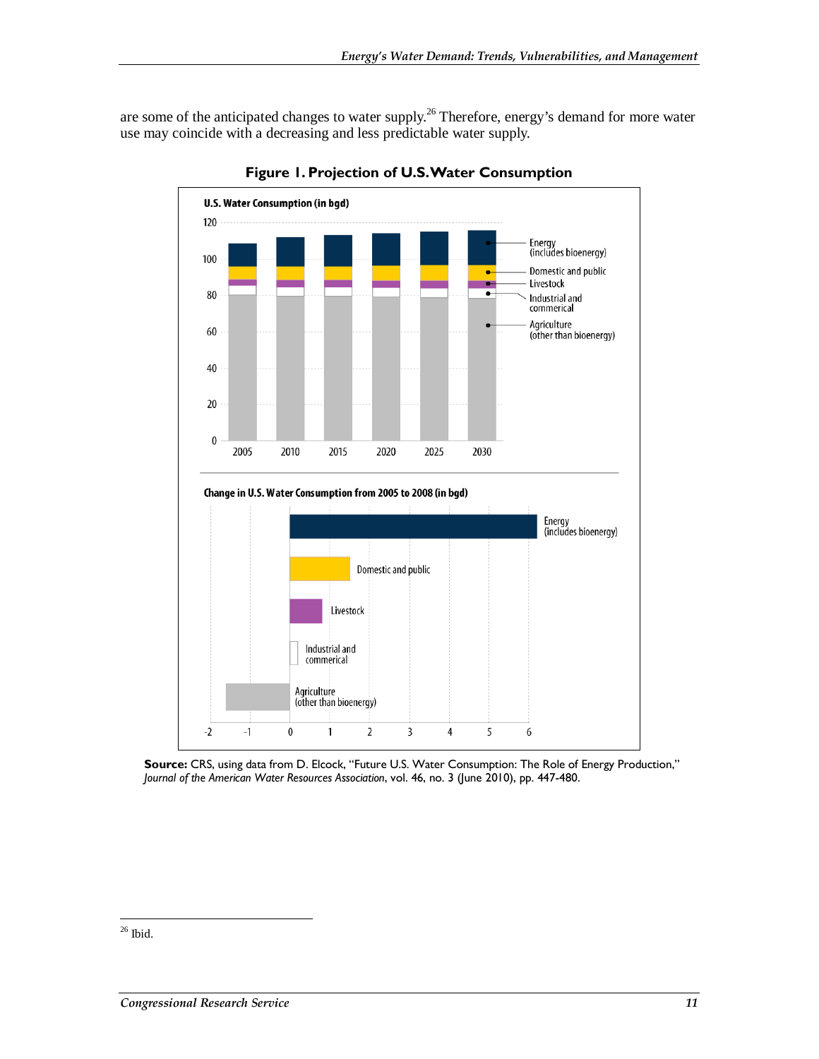are some of the anticipated changes to water supply.[26] Therefore, energy's demand for more water use may coincide with a decreasing and less predictable water supply.

**Figure 1. Projection of U.S. Water Consumption**

U.S. Water Consumption (in bgd)

Energy (includes bioenergy)
Domestic and public
Livestock
Industrial and commerical
Agriculture (other than bioenergy)

2005 2010 2015 2020 2025 2030

Change in U.S. Water Consumption from 2005 to 2008 (in bgd)

Energy (includes bioenergy)
Domestic and public
Livestock
Industrial and commerical
Agriculture (other than bioenergy)

**Source:** CRS, using data from D. Elcock, "Future U.S. Water Consumption: The Role of Energy Production," *Journal of the American Water Resources Association*, vol. 46, no. 3 (June 2010), pp. 447-480.

---

[26] Ibid.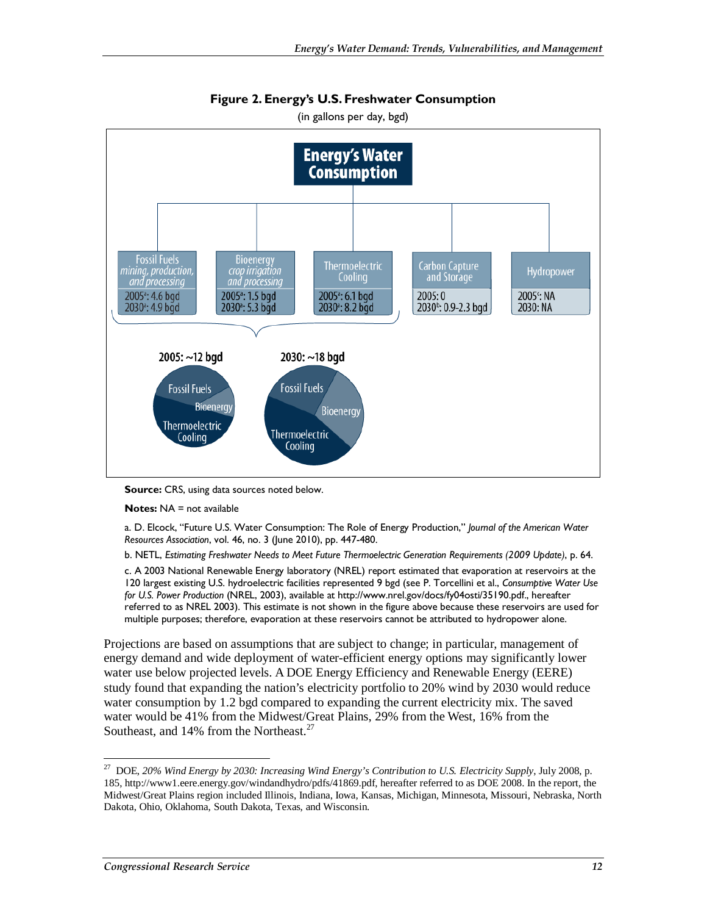**Figure 2. Energy's U.S. Freshwater Consumption**

(in gallons per day, bgd)

| Energy's Water Consumption | 2005 | 2030 |
|---|---|---|
| Fossil Fuels *mining, production, and processing* | 2005[a]: 4.6 bgd | 2030[a]: 4.9 bgd |
| Bioenergy *crop irrigation and processing* | 2005[a]: 1.5 bgd | 2030[a]: 5.3 bgd |
| Thermoelectric Cooling | 2005[a]: 6.1 bgd | 2030[a]: 8.2 bgd |
| Carbon Capture and Storage | 2005: 0 | 2030[b]: 0.9-2.3 bgd |
| Hydropower | 2005[c]: NA | 2030: NA |

2005: ~12 bgd (Fossil Fuels, Bioenergy, Thermoelectric Cooling)

2030: ~18 bgd (Fossil Fuels, Bioenergy, Thermoelectric Cooling)

**Source:** CRS, using data sources noted below.

**Notes:** NA = not available

a. D. Elcock, "Future U.S. Water Consumption: The Role of Energy Production," *Journal of the American Water Resources Association*, vol. 46, no. 3 (June 2010), pp. 447-480.

b. NETL, *Estimating Freshwater Needs to Meet Future Thermoelectric Generation Requirements (2009 Update)*, p. 64.

c. A 2003 National Renewable Energy laboratory (NREL) report estimated that evaporation at reservoirs at the 120 largest existing U.S. hydroelectric facilities represented 9 bgd (see P. Torcellini et al., *Consumptive Water Use for U.S. Power Production* (NREL, 2003), available at http://www.nrel.gov/docs/fy04osti/35190.pdf., hereafter referred to as NREL 2003). This estimate is not shown in the figure above because these reservoirs are used for multiple purposes; therefore, evaporation at these reservoirs cannot be attributed to hydropower alone.

Projections are based on assumptions that are subject to change; in particular, management of energy demand and wide deployment of water-efficient energy options may significantly lower water use below projected levels. A DOE Energy Efficiency and Renewable Energy (EERE) study found that expanding the nation's electricity portfolio to 20% wind by 2030 would reduce water consumption by 1.2 bgd compared to expanding the current electricity mix. The saved water would be 41% from the Midwest/Great Plains, 29% from the West, 16% from the Southeast, and 14% from the Northeast.[27]

---

[27] DOE, *20% Wind Energy by 2030: Increasing Wind Energy's Contribution to U.S. Electricity Supply*, July 2008, p. 185, http://www1.eere.energy.gov/windandhydro/pdfs/41869.pdf, hereafter referred to as DOE 2008. In the report, the Midwest/Great Plains region included Illinois, Indiana, Iowa, Kansas, Michigan, Minnesota, Missouri, Nebraska, North Dakota, Ohio, Oklahoma, South Dakota, Texas, and Wisconsin.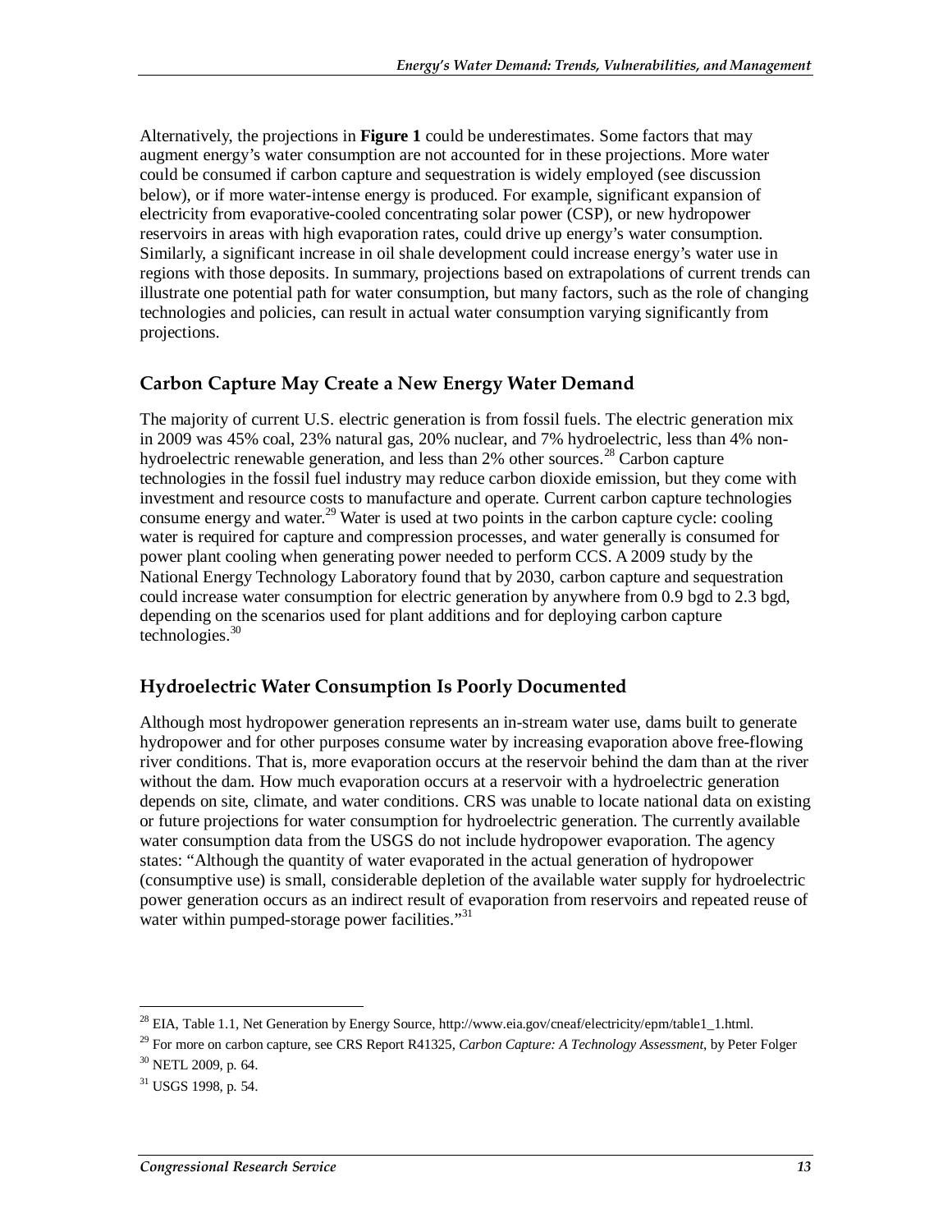Alternatively, the projections in **Figure 1** could be underestimates. Some factors that may augment energy's water consumption are not accounted for in these projections. More water could be consumed if carbon capture and sequestration is widely employed (see discussion below), or if more water-intense energy is produced. For example, significant expansion of electricity from evaporative-cooled concentrating solar power (CSP), or new hydropower reservoirs in areas with high evaporation rates, could drive up energy's water consumption. Similarly, a significant increase in oil shale development could increase energy's water use in regions with those deposits. In summary, projections based on extrapolations of current trends can illustrate one potential path for water consumption, but many factors, such as the role of changing technologies and policies, can result in actual water consumption varying significantly from projections.

## Carbon Capture May Create a New Energy Water Demand

The majority of current U.S. electric generation is from fossil fuels. The electric generation mix in 2009 was 45% coal, 23% natural gas, 20% nuclear, and 7% hydroelectric, less than 4% non-hydroelectric renewable generation, and less than 2% other sources.[28] Carbon capture technologies in the fossil fuel industry may reduce carbon dioxide emission, but they come with investment and resource costs to manufacture and operate. Current carbon capture technologies consume energy and water.[29] Water is used at two points in the carbon capture cycle: cooling water is required for capture and compression processes, and water generally is consumed for power plant cooling when generating power needed to perform CCS. A 2009 study by the National Energy Technology Laboratory found that by 2030, carbon capture and sequestration could increase water consumption for electric generation by anywhere from 0.9 bgd to 2.3 bgd, depending on the scenarios used for plant additions and for deploying carbon capture technologies.[30]

## Hydroelectric Water Consumption Is Poorly Documented

Although most hydropower generation represents an in-stream water use, dams built to generate hydropower and for other purposes consume water by increasing evaporation above free-flowing river conditions. That is, more evaporation occurs at the reservoir behind the dam than at the river without the dam. How much evaporation occurs at a reservoir with a hydroelectric generation depends on site, climate, and water conditions. CRS was unable to locate national data on existing or future projections for water consumption for hydroelectric generation. The currently available water consumption data from the USGS do not include hydropower evaporation. The agency states: "Although the quantity of water evaporated in the actual generation of hydropower (consumptive use) is small, considerable depletion of the available water supply for hydroelectric power generation occurs as an indirect result of evaporation from reservoirs and repeated reuse of water within pumped-storage power facilities."[31]

---

[28] EIA, Table 1.1, Net Generation by Energy Source, http://www.eia.gov/cneaf/electricity/epm/table1_1.html.

[29] For more on carbon capture, see CRS Report R41325, *Carbon Capture: A Technology Assessment*, by Peter Folger

[30] NETL 2009, p. 64.

[31] USGS 1998, p. 54.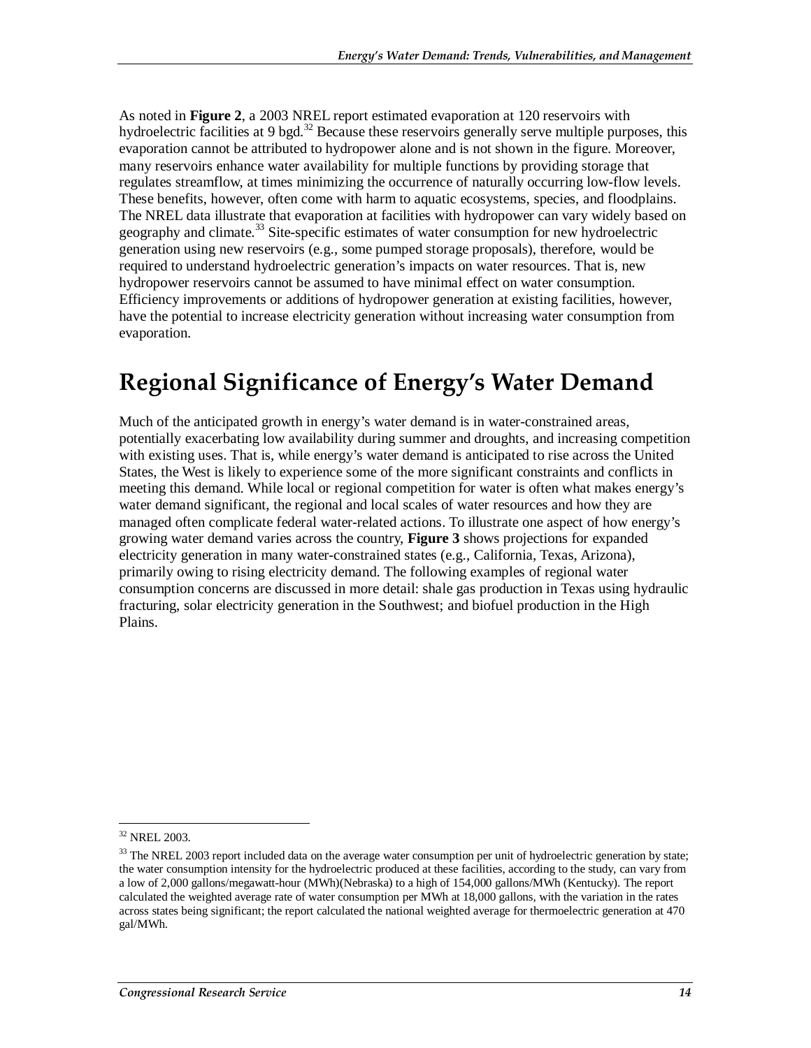As noted in **Figure 2**, a 2003 NREL report estimated evaporation at 120 reservoirs with hydroelectric facilities at 9 bgd.[32] Because these reservoirs generally serve multiple purposes, this evaporation cannot be attributed to hydropower alone and is not shown in the figure. Moreover, many reservoirs enhance water availability for multiple functions by providing storage that regulates streamflow, at times minimizing the occurrence of naturally occurring low-flow levels. These benefits, however, often come with harm to aquatic ecosystems, species, and floodplains. The NREL data illustrate that evaporation at facilities with hydropower can vary widely based on geography and climate.[33] Site-specific estimates of water consumption for new hydroelectric generation using new reservoirs (e.g., some pumped storage proposals), therefore, would be required to understand hydroelectric generation's impacts on water resources. That is, new hydropower reservoirs cannot be assumed to have minimal effect on water consumption. Efficiency improvements or additions of hydropower generation at existing facilities, however, have the potential to increase electricity generation without increasing water consumption from evaporation.

# Regional Significance of Energy's Water Demand

Much of the anticipated growth in energy's water demand is in water-constrained areas, potentially exacerbating low availability during summer and droughts, and increasing competition with existing uses. That is, while energy's water demand is anticipated to rise across the United States, the West is likely to experience some of the more significant constraints and conflicts in meeting this demand. While local or regional competition for water is often what makes energy's water demand significant, the regional and local scales of water resources and how they are managed often complicate federal water-related actions. To illustrate one aspect of how energy's growing water demand varies across the country, **Figure 3** shows projections for expanded electricity generation in many water-constrained states (e.g., California, Texas, Arizona), primarily owing to rising electricity demand. The following examples of regional water consumption concerns are discussed in more detail: shale gas production in Texas using hydraulic fracturing, solar electricity generation in the Southwest; and biofuel production in the High Plains.

---

[32] NREL 2003.

[33] The NREL 2003 report included data on the average water consumption per unit of hydroelectric generation by state; the water consumption intensity for the hydroelectric produced at these facilities, according to the study, can vary from a low of 2,000 gallons/megawatt-hour (MWh)(Nebraska) to a high of 154,000 gallons/MWh (Kentucky). The report calculated the weighted average rate of water consumption per MWh at 18,000 gallons, with the variation in the rates across states being significant; the report calculated the national weighted average for thermoelectric generation at 470 gal/MWh.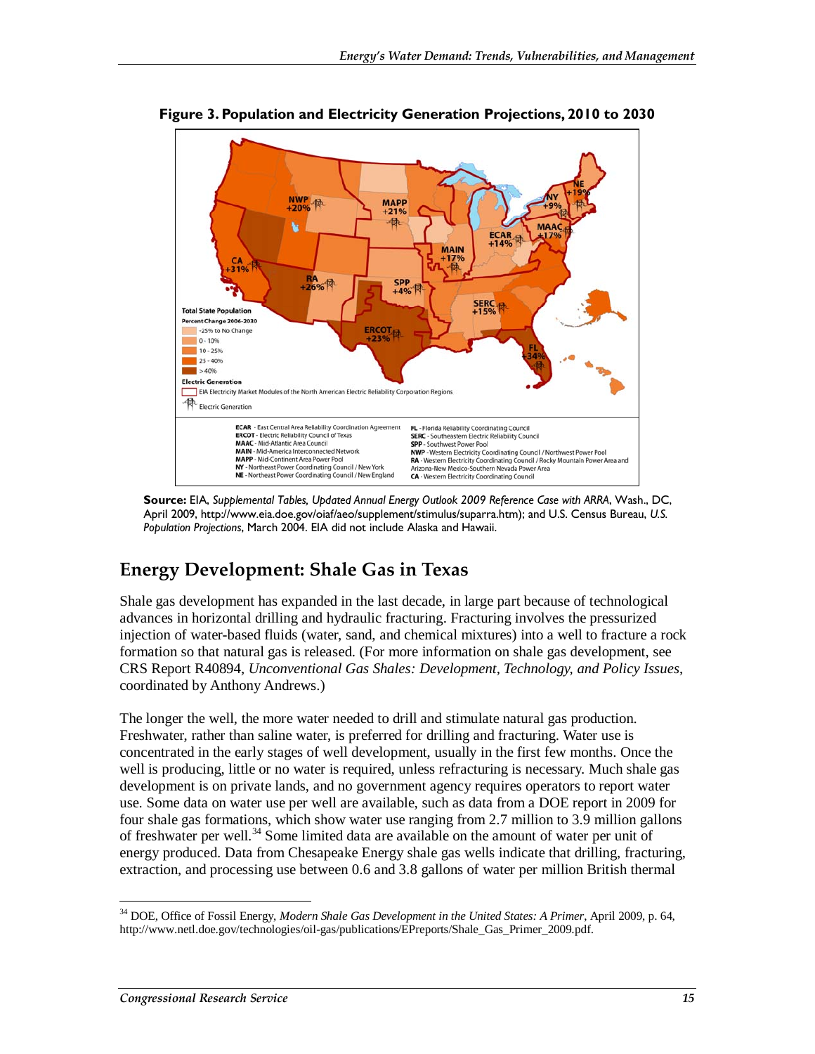**Figure 3. Population and Electricity Generation Projections, 2010 to 2030**

**Source:** EIA, *Supplemental Tables, Updated Annual Energy Outlook 2009 Reference Case with ARRA*, Wash., DC, April 2009, http://www.eia.doe.gov/oiaf/aeo/supplement/stimulus/suparra.htm); and U.S. Census Bureau, *U.S. Population Projections*, March 2004. EIA did not include Alaska and Hawaii.

## Energy Development: Shale Gas in Texas

Shale gas development has expanded in the last decade, in large part because of technological advances in horizontal drilling and hydraulic fracturing. Fracturing involves the pressurized injection of water-based fluids (water, sand, and chemical mixtures) into a well to fracture a rock formation so that natural gas is released. (For more information on shale gas development, see CRS Report R40894, *Unconventional Gas Shales: Development, Technology, and Policy Issues*, coordinated by Anthony Andrews.)

The longer the well, the more water needed to drill and stimulate natural gas production. Freshwater, rather than saline water, is preferred for drilling and fracturing. Water use is concentrated in the early stages of well development, usually in the first few months. Once the well is producing, little or no water is required, unless refracturing is necessary. Much shale gas development is on private lands, and no government agency requires operators to report water use. Some data on water use per well are available, such as data from a DOE report in 2009 for four shale gas formations, which show water use ranging from 2.7 million to 3.9 million gallons of freshwater per well.[34] Some limited data are available on the amount of water per unit of energy produced. Data from Chesapeake Energy shale gas wells indicate that drilling, fracturing, extraction, and processing use between 0.6 and 3.8 gallons of water per million British thermal

---

[34] DOE, Office of Fossil Energy, *Modern Shale Gas Development in the United States: A Primer*, April 2009, p. 64, http://www.netl.doe.gov/technologies/oil-gas/publications/EPreports/Shale_Gas_Primer_2009.pdf.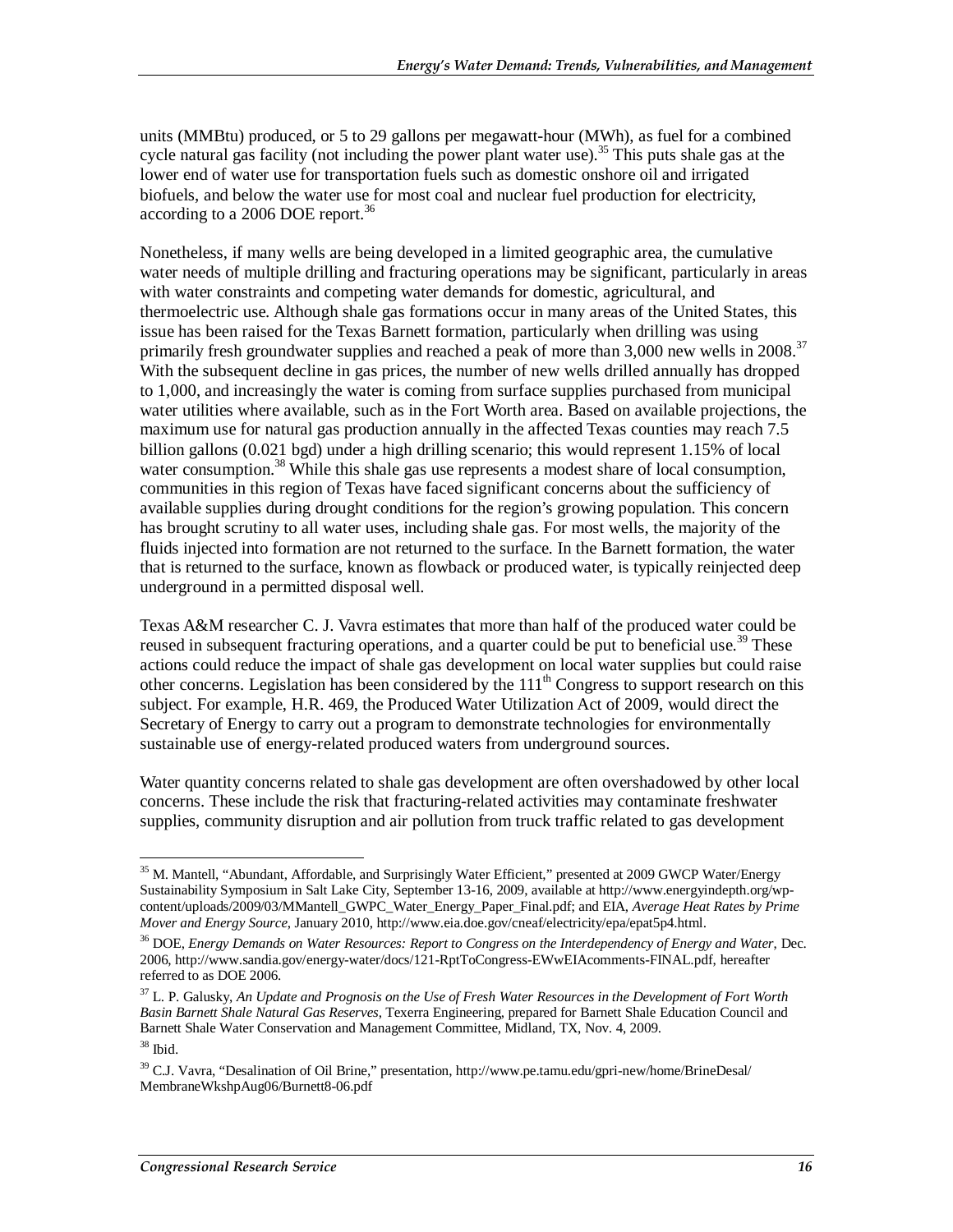units (MMBtu) produced, or 5 to 29 gallons per megawatt-hour (MWh), as fuel for a combined cycle natural gas facility (not including the power plant water use).[35] This puts shale gas at the lower end of water use for transportation fuels such as domestic onshore oil and irrigated biofuels, and below the water use for most coal and nuclear fuel production for electricity, according to a 2006 DOE report.[36]

Nonetheless, if many wells are being developed in a limited geographic area, the cumulative water needs of multiple drilling and fracturing operations may be significant, particularly in areas with water constraints and competing water demands for domestic, agricultural, and thermoelectric use. Although shale gas formations occur in many areas of the United States, this issue has been raised for the Texas Barnett formation, particularly when drilling was using primarily fresh groundwater supplies and reached a peak of more than 3,000 new wells in 2008.[37] With the subsequent decline in gas prices, the number of new wells drilled annually has dropped to 1,000, and increasingly the water is coming from surface supplies purchased from municipal water utilities where available, such as in the Fort Worth area. Based on available projections, the maximum use for natural gas production annually in the affected Texas counties may reach 7.5 billion gallons (0.021 bgd) under a high drilling scenario; this would represent 1.15% of local water consumption.[38] While this shale gas use represents a modest share of local consumption, communities in this region of Texas have faced significant concerns about the sufficiency of available supplies during drought conditions for the region's growing population. This concern has brought scrutiny to all water uses, including shale gas. For most wells, the majority of the fluids injected into formation are not returned to the surface. In the Barnett formation, the water that is returned to the surface, known as flowback or produced water, is typically reinjected deep underground in a permitted disposal well.

Texas A&M researcher C. J. Vavra estimates that more than half of the produced water could be reused in subsequent fracturing operations, and a quarter could be put to beneficial use.[39] These actions could reduce the impact of shale gas development on local water supplies but could raise other concerns. Legislation has been considered by the 111th Congress to support research on this subject. For example, H.R. 469, the Produced Water Utilization Act of 2009, would direct the Secretary of Energy to carry out a program to demonstrate technologies for environmentally sustainable use of energy-related produced waters from underground sources.

Water quantity concerns related to shale gas development are often overshadowed by other local concerns. These include the risk that fracturing-related activities may contaminate freshwater supplies, community disruption and air pollution from truck traffic related to gas development

---

[35] M. Mantell, "Abundant, Affordable, and Surprisingly Water Efficient," presented at 2009 GWCP Water/Energy Sustainability Symposium in Salt Lake City, September 13-16, 2009, available at http://www.energyindepth.org/wp-content/uploads/2009/03/MMantell_GWPC_Water_Energy_Paper_Final.pdf; and EIA, *Average Heat Rates by Prime Mover and Energy Source*, January 2010, http://www.eia.doe.gov/cneaf/electricity/epa/epat5p4.html.

[36] DOE, *Energy Demands on Water Resources: Report to Congress on the Interdependency of Energy and Water*, Dec. 2006, http://www.sandia.gov/energy-water/docs/121-RptToCongress-EWwEIAcomments-FINAL.pdf, hereafter referred to as DOE 2006.

[37] L. P. Galusky, *An Update and Prognosis on the Use of Fresh Water Resources in the Development of Fort Worth Basin Barnett Shale Natural Gas Reserves*, Texerra Engineering, prepared for Barnett Shale Education Council and Barnett Shale Water Conservation and Management Committee, Midland, TX, Nov. 4, 2009.

[38] Ibid.

[39] C.J. Vavra, "Desalination of Oil Brine," presentation, http://www.pe.tamu.edu/gpri-new/home/BrineDesal/MembraneWkshpAug06/Burnett8-06.pdf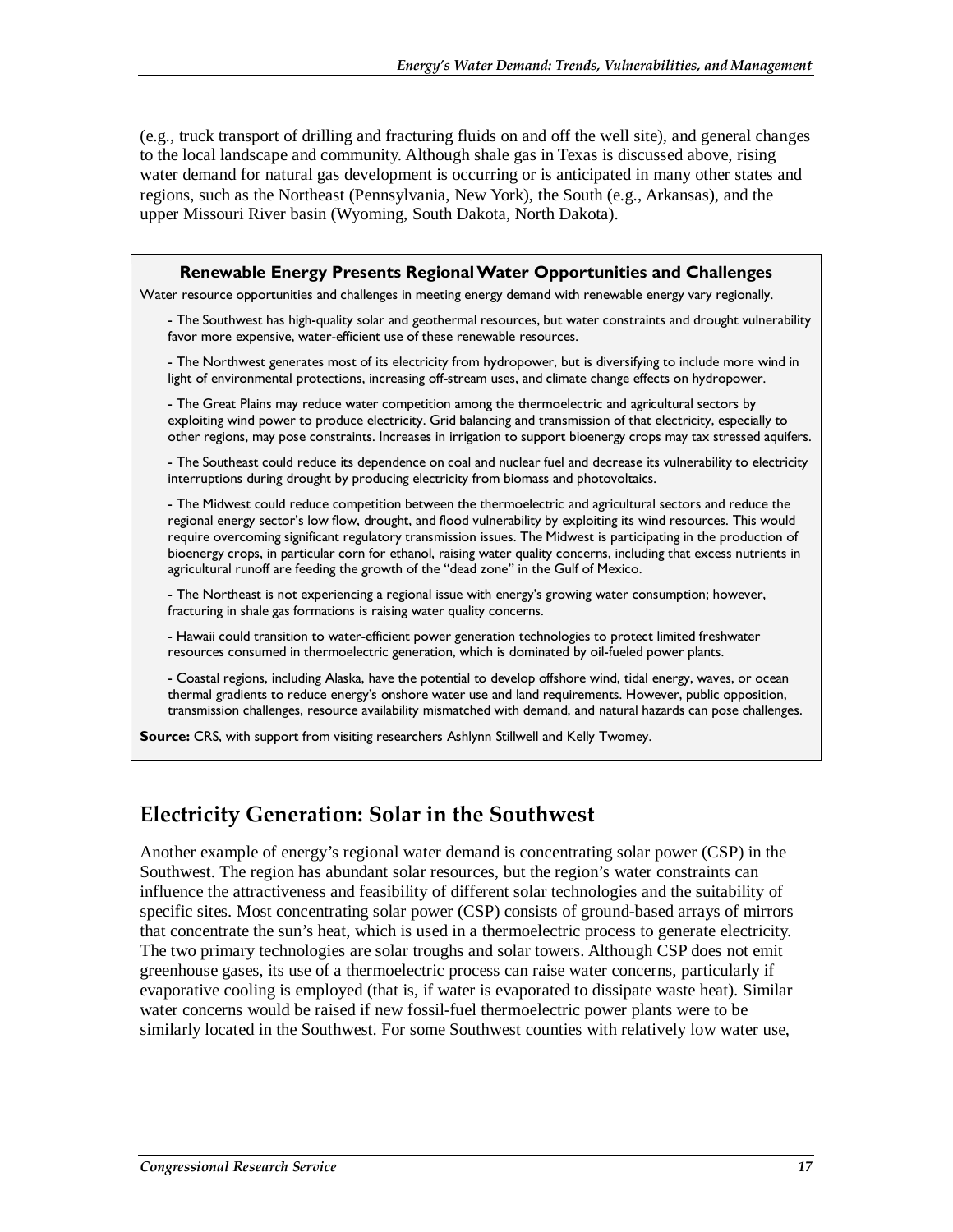(e.g., truck transport of drilling and fracturing fluids on and off the well site), and general changes to the local landscape and community. Although shale gas in Texas is discussed above, rising water demand for natural gas development is occurring or is anticipated in many other states and regions, such as the Northeast (Pennsylvania, New York), the South (e.g., Arkansas), and the upper Missouri River basin (Wyoming, South Dakota, North Dakota).

**Renewable Energy Presents Regional Water Opportunities and Challenges**

Water resource opportunities and challenges in meeting energy demand with renewable energy vary regionally.

- The Southwest has high-quality solar and geothermal resources, but water constraints and drought vulnerability favor more expensive, water-efficient use of these renewable resources.

- The Northwest generates most of its electricity from hydropower, but is diversifying to include more wind in light of environmental protections, increasing off-stream uses, and climate change effects on hydropower.

- The Great Plains may reduce water competition among the thermoelectric and agricultural sectors by exploiting wind power to produce electricity. Grid balancing and transmission of that electricity, especially to other regions, may pose constraints. Increases in irrigation to support bioenergy crops may tax stressed aquifers.

- The Southeast could reduce its dependence on coal and nuclear fuel and decrease its vulnerability to electricity interruptions during drought by producing electricity from biomass and photovoltaics.

- The Midwest could reduce competition between the thermoelectric and agricultural sectors and reduce the regional energy sector's low flow, drought, and flood vulnerability by exploiting its wind resources. This would require overcoming significant regulatory transmission issues. The Midwest is participating in the production of bioenergy crops, in particular corn for ethanol, raising water quality concerns, including that excess nutrients in agricultural runoff are feeding the growth of the "dead zone" in the Gulf of Mexico.

- The Northeast is not experiencing a regional issue with energy's growing water consumption; however, fracturing in shale gas formations is raising water quality concerns.

- Hawaii could transition to water-efficient power generation technologies to protect limited freshwater resources consumed in thermoelectric generation, which is dominated by oil-fueled power plants.

- Coastal regions, including Alaska, have the potential to develop offshore wind, tidal energy, waves, or ocean thermal gradients to reduce energy's onshore water use and land requirements. However, public opposition, transmission challenges, resource availability mismatched with demand, and natural hazards can pose challenges.

**Source:** CRS, with support from visiting researchers Ashlynn Stillwell and Kelly Twomey.

## Electricity Generation: Solar in the Southwest

Another example of energy's regional water demand is concentrating solar power (CSP) in the Southwest. The region has abundant solar resources, but the region's water constraints can influence the attractiveness and feasibility of different solar technologies and the suitability of specific sites. Most concentrating solar power (CSP) consists of ground-based arrays of mirrors that concentrate the sun's heat, which is used in a thermoelectric process to generate electricity. The two primary technologies are solar troughs and solar towers. Although CSP does not emit greenhouse gases, its use of a thermoelectric process can raise water concerns, particularly if evaporative cooling is employed (that is, if water is evaporated to dissipate waste heat). Similar water concerns would be raised if new fossil-fuel thermoelectric power plants were to be similarly located in the Southwest. For some Southwest counties with relatively low water use,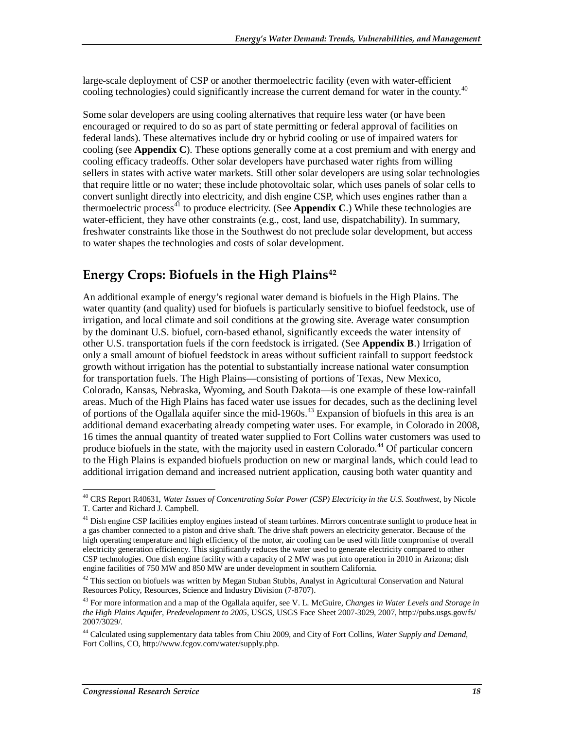large-scale deployment of CSP or another thermoelectric facility (even with water-efficient cooling technologies) could significantly increase the current demand for water in the county.[40]

Some solar developers are using cooling alternatives that require less water (or have been encouraged or required to do so as part of state permitting or federal approval of facilities on federal lands). These alternatives include dry or hybrid cooling or use of impaired waters for cooling (see **Appendix C**). These options generally come at a cost premium and with energy and cooling efficacy tradeoffs. Other solar developers have purchased water rights from willing sellers in states with active water markets. Still other solar developers are using solar technologies that require little or no water; these include photovoltaic solar, which uses panels of solar cells to convert sunlight directly into electricity, and dish engine CSP, which uses engines rather than a thermoelectric process[41] to produce electricity. (See **Appendix C**.) While these technologies are water-efficient, they have other constraints (e.g., cost, land use, dispatchability). In summary, freshwater constraints like those in the Southwest do not preclude solar development, but access to water shapes the technologies and costs of solar development.

## Energy Crops: Biofuels in the High Plains[42]

An additional example of energy's regional water demand is biofuels in the High Plains. The water quantity (and quality) used for biofuels is particularly sensitive to biofuel feedstock, use of irrigation, and local climate and soil conditions at the growing site. Average water consumption by the dominant U.S. biofuel, corn-based ethanol, significantly exceeds the water intensity of other U.S. transportation fuels if the corn feedstock is irrigated. (See **Appendix B**.) Irrigation of only a small amount of biofuel feedstock in areas without sufficient rainfall to support feedstock growth without irrigation has the potential to substantially increase national water consumption for transportation fuels. The High Plains—consisting of portions of Texas, New Mexico, Colorado, Kansas, Nebraska, Wyoming, and South Dakota—is one example of these low-rainfall areas. Much of the High Plains has faced water use issues for decades, such as the declining level of portions of the Ogallala aquifer since the mid-1960s.[43] Expansion of biofuels in this area is an additional demand exacerbating already competing water uses. For example, in Colorado in 2008, 16 times the annual quantity of treated water supplied to Fort Collins water customers was used to produce biofuels in the state, with the majority used in eastern Colorado.[44] Of particular concern to the High Plains is expanded biofuels production on new or marginal lands, which could lead to additional irrigation demand and increased nutrient application, causing both water quantity and

---

[40] CRS Report R40631, *Water Issues of Concentrating Solar Power (CSP) Electricity in the U.S. Southwest*, by Nicole T. Carter and Richard J. Campbell.

[41] Dish engine CSP facilities employ engines instead of steam turbines. Mirrors concentrate sunlight to produce heat in a gas chamber connected to a piston and drive shaft. The drive shaft powers an electricity generator. Because of the high operating temperature and high efficiency of the motor, air cooling can be used with little compromise of overall electricity generation efficiency. This significantly reduces the water used to generate electricity compared to other CSP technologies. One dish engine facility with a capacity of 2 MW was put into operation in 2010 in Arizona; dish engine facilities of 750 MW and 850 MW are under development in southern California.

[42] This section on biofuels was written by Megan Stuban Stubbs, Analyst in Agricultural Conservation and Natural Resources Policy, Resources, Science and Industry Division (7-8707).

[43] For more information and a map of the Ogallala aquifer, see V. L. McGuire, *Changes in Water Levels and Storage in the High Plains Aquifer, Predevelopment to 2005*, USGS, USGS Face Sheet 2007-3029, 2007, http://pubs.usgs.gov/fs/2007/3029/.

[44] Calculated using supplementary data tables from Chiu 2009, and City of Fort Collins, *Water Supply and Demand*, Fort Collins, CO, http://www.fcgov.com/water/supply.php.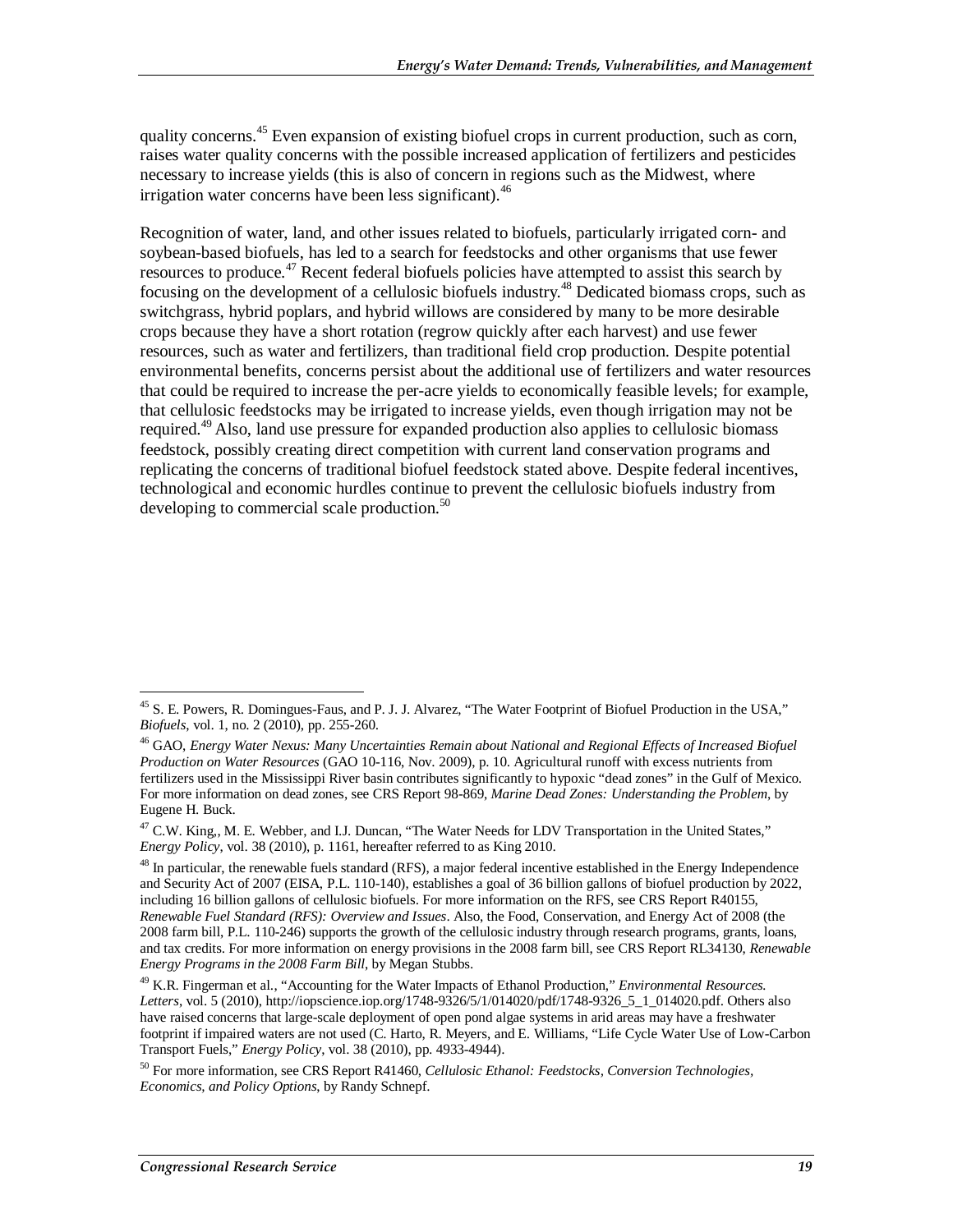quality concerns.[45] Even expansion of existing biofuel crops in current production, such as corn, raises water quality concerns with the possible increased application of fertilizers and pesticides necessary to increase yields (this is also of concern in regions such as the Midwest, where irrigation water concerns have been less significant).[46]

Recognition of water, land, and other issues related to biofuels, particularly irrigated corn- and soybean-based biofuels, has led to a search for feedstocks and other organisms that use fewer resources to produce.[47] Recent federal biofuels policies have attempted to assist this search by focusing on the development of a cellulosic biofuels industry.[48] Dedicated biomass crops, such as switchgrass, hybrid poplars, and hybrid willows are considered by many to be more desirable crops because they have a short rotation (regrow quickly after each harvest) and use fewer resources, such as water and fertilizers, than traditional field crop production. Despite potential environmental benefits, concerns persist about the additional use of fertilizers and water resources that could be required to increase the per-acre yields to economically feasible levels; for example, that cellulosic feedstocks may be irrigated to increase yields, even though irrigation may not be required.[49] Also, land use pressure for expanded production also applies to cellulosic biomass feedstock, possibly creating direct competition with current land conservation programs and replicating the concerns of traditional biofuel feedstock stated above. Despite federal incentives, technological and economic hurdles continue to prevent the cellulosic biofuels industry from developing to commercial scale production.[50]

---

[45] S. E. Powers, R. Domingues-Faus, and P. J. J. Alvarez, "The Water Footprint of Biofuel Production in the USA," *Biofuels*, vol. 1, no. 2 (2010), pp. 255-260.

[46] GAO, *Energy Water Nexus: Many Uncertainties Remain about National and Regional Effects of Increased Biofuel Production on Water Resources* (GAO 10-116, Nov. 2009), p. 10. Agricultural runoff with excess nutrients from fertilizers used in the Mississippi River basin contributes significantly to hypoxic "dead zones" in the Gulf of Mexico. For more information on dead zones, see CRS Report 98-869, *Marine Dead Zones: Understanding the Problem*, by Eugene H. Buck.

[47] C.W. King,, M. E. Webber, and I.J. Duncan, "The Water Needs for LDV Transportation in the United States," *Energy Policy*, vol. 38 (2010), p. 1161, hereafter referred to as King 2010.

[48] In particular, the renewable fuels standard (RFS), a major federal incentive established in the Energy Independence and Security Act of 2007 (EISA, P.L. 110-140), establishes a goal of 36 billion gallons of biofuel production by 2022, including 16 billion gallons of cellulosic biofuels. For more information on the RFS, see CRS Report R40155, *Renewable Fuel Standard (RFS): Overview and Issues*. Also, the Food, Conservation, and Energy Act of 2008 (the 2008 farm bill, P.L. 110-246) supports the growth of the cellulosic industry through research programs, grants, loans, and tax credits. For more information on energy provisions in the 2008 farm bill, see CRS Report RL34130, *Renewable Energy Programs in the 2008 Farm Bill*, by Megan Stubbs.

[49] K.R. Fingerman et al., "Accounting for the Water Impacts of Ethanol Production," *Environmental Resources. Letters*, vol. 5 (2010), http://iopscience.iop.org/1748-9326/5/1/014020/pdf/1748-9326_5_1_014020.pdf. Others also have raised concerns that large-scale deployment of open pond algae systems in arid areas may have a freshwater footprint if impaired waters are not used (C. Harto, R. Meyers, and E. Williams, "Life Cycle Water Use of Low-Carbon Transport Fuels," *Energy Policy*, vol. 38 (2010), pp. 4933-4944).

[50] For more information, see CRS Report R41460, *Cellulosic Ethanol: Feedstocks, Conversion Technologies, Economics, and Policy Options*, by Randy Schnepf.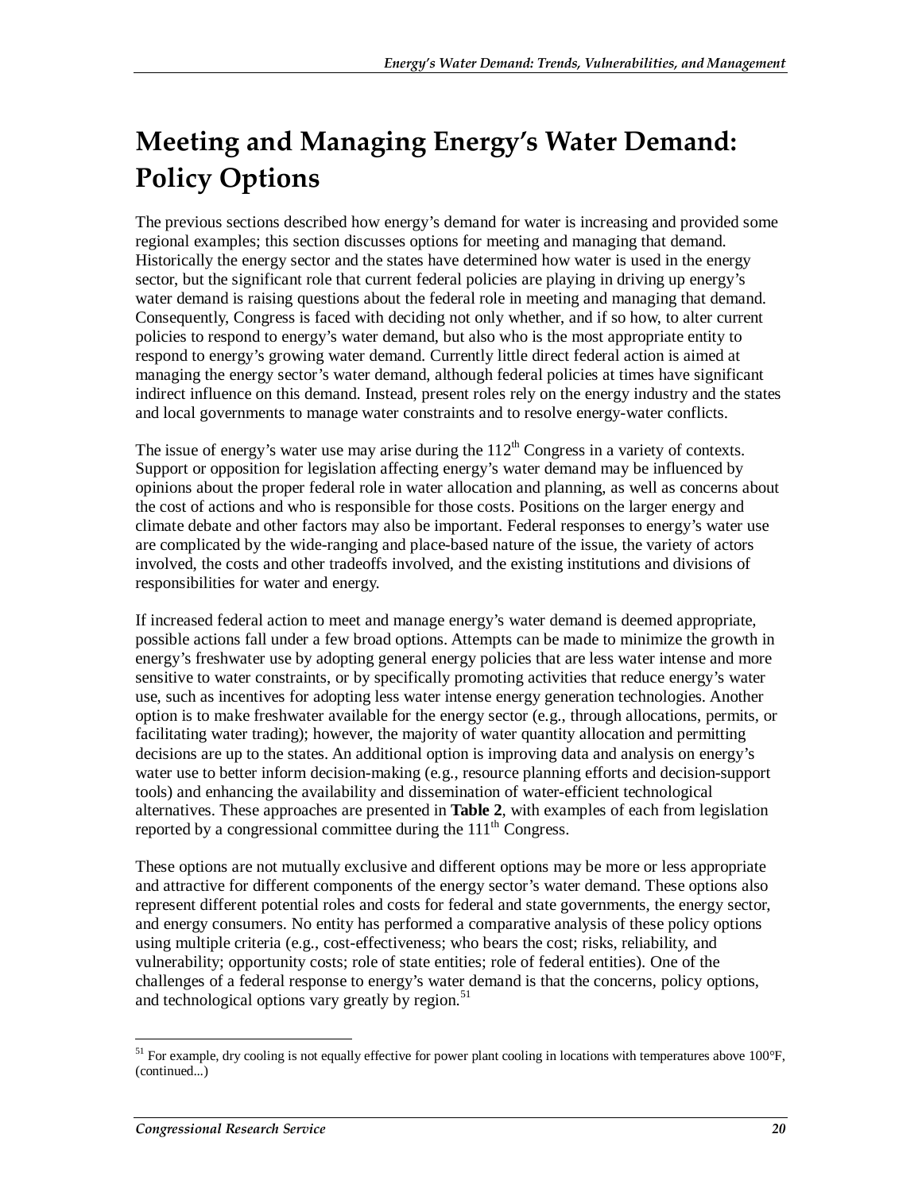# Meeting and Managing Energy's Water Demand: Policy Options

The previous sections described how energy's demand for water is increasing and provided some regional examples; this section discusses options for meeting and managing that demand. Historically the energy sector and the states have determined how water is used in the energy sector, but the significant role that current federal policies are playing in driving up energy's water demand is raising questions about the federal role in meeting and managing that demand. Consequently, Congress is faced with deciding not only whether, and if so how, to alter current policies to respond to energy's water demand, but also who is the most appropriate entity to respond to energy's growing water demand. Currently little direct federal action is aimed at managing the energy sector's water demand, although federal policies at times have significant indirect influence on this demand. Instead, present roles rely on the energy industry and the states and local governments to manage water constraints and to resolve energy-water conflicts.

The issue of energy's water use may arise during the 112th Congress in a variety of contexts. Support or opposition for legislation affecting energy's water demand may be influenced by opinions about the proper federal role in water allocation and planning, as well as concerns about the cost of actions and who is responsible for those costs. Positions on the larger energy and climate debate and other factors may also be important. Federal responses to energy's water use are complicated by the wide-ranging and place-based nature of the issue, the variety of actors involved, the costs and other tradeoffs involved, and the existing institutions and divisions of responsibilities for water and energy.

If increased federal action to meet and manage energy's water demand is deemed appropriate, possible actions fall under a few broad options. Attempts can be made to minimize the growth in energy's freshwater use by adopting general energy policies that are less water intense and more sensitive to water constraints, or by specifically promoting activities that reduce energy's water use, such as incentives for adopting less water intense energy generation technologies. Another option is to make freshwater available for the energy sector (e.g., through allocations, permits, or facilitating water trading); however, the majority of water quantity allocation and permitting decisions are up to the states. An additional option is improving data and analysis on energy's water use to better inform decision-making (e.g., resource planning efforts and decision-support tools) and enhancing the availability and dissemination of water-efficient technological alternatives. These approaches are presented in **Table 2**, with examples of each from legislation reported by a congressional committee during the 111th Congress.

These options are not mutually exclusive and different options may be more or less appropriate and attractive for different components of the energy sector's water demand. These options also represent different potential roles and costs for federal and state governments, the energy sector, and energy consumers. No entity has performed a comparative analysis of these policy options using multiple criteria (e.g., cost-effectiveness; who bears the cost; risks, reliability, and vulnerability; opportunity costs; role of state entities; role of federal entities). One of the challenges of a federal response to energy's water demand is that the concerns, policy options, and technological options vary greatly by region.[51]

[51] For example, dry cooling is not equally effective for power plant cooling in locations with temperatures above 100°F, (continued...)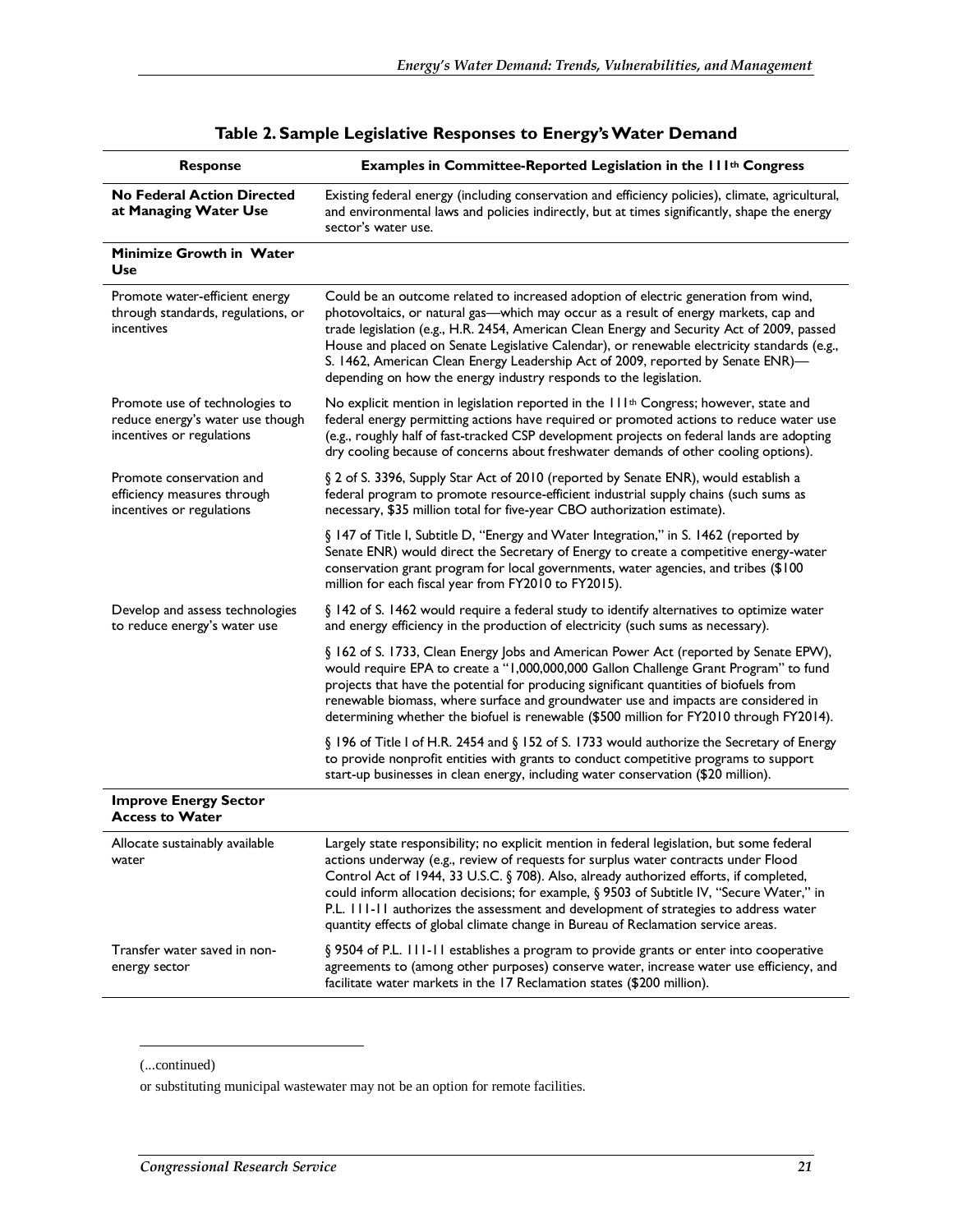**Table 2. Sample Legislative Responses to Energy's Water Demand**

| Response | Examples in Committee-Reported Legislation in the 111th Congress |
|---|---|
| **No Federal Action Directed at Managing Water Use** | Existing federal energy (including conservation and efficiency policies), climate, agricultural, and environmental laws and policies indirectly, but at times significantly, shape the energy sector's water use. |
| **Minimize Growth in Water Use** | |
| Promote water-efficient energy through standards, regulations, or incentives | Could be an outcome related to increased adoption of electric generation from wind, photovoltaics, or natural gas—which may occur as a result of energy markets, cap and trade legislation (e.g., H.R. 2454, American Clean Energy and Security Act of 2009, passed House and placed on Senate Legislative Calendar), or renewable electricity standards (e.g., S. 1462, American Clean Energy Leadership Act of 2009, reported by Senate ENR)—depending on how the energy industry responds to the legislation. |
| Promote use of technologies to reduce energy's water use though incentives or regulations | No explicit mention in legislation reported in the 111th Congress; however, state and federal energy permitting actions have required or promoted actions to reduce water use (e.g., roughly half of fast-tracked CSP development projects on federal lands are adopting dry cooling because of concerns about freshwater demands of other cooling options). |
| Promote conservation and efficiency measures through incentives or regulations | § 2 of S. 3396, Supply Star Act of 2010 (reported by Senate ENR), would establish a federal program to promote resource-efficient industrial supply chains (such sums as necessary, $35 million total for five-year CBO authorization estimate). |
| | § 147 of Title I, Subtitle D, "Energy and Water Integration," in S. 1462 (reported by Senate ENR) would direct the Secretary of Energy to create a competitive energy-water conservation grant program for local governments, water agencies, and tribes ($100 million for each fiscal year from FY2010 to FY2015). |
| Develop and assess technologies to reduce energy's water use | § 142 of S. 1462 would require a federal study to identify alternatives to optimize water and energy efficiency in the production of electricity (such sums as necessary). |
| | § 162 of S. 1733, Clean Energy Jobs and American Power Act (reported by Senate EPW), would require EPA to create a "1,000,000,000 Gallon Challenge Grant Program" to fund projects that have the potential for producing significant quantities of biofuels from renewable biomass, where surface and groundwater use and impacts are considered in determining whether the biofuel is renewable ($500 million for FY2010 through FY2014). |
| | § 196 of Title I of H.R. 2454 and § 152 of S. 1733 would authorize the Secretary of Energy to provide nonprofit entities with grants to conduct competitive programs to support start-up businesses in clean energy, including water conservation ($20 million). |
| **Improve Energy Sector Access to Water** | |
| Allocate sustainably available water | Largely state responsibility; no explicit mention in federal legislation, but some federal actions underway (e.g., review of requests for surplus water contracts under Flood Control Act of 1944, 33 U.S.C. § 708). Also, already authorized efforts, if completed, could inform allocation decisions; for example, § 9503 of Subtitle IV, "Secure Water," in P.L. 111-11 authorizes the assessment and development of strategies to address water quantity effects of global climate change in Bureau of Reclamation service areas. |
| Transfer water saved in non-energy sector | § 9504 of P.L. 111-11 establishes a program to provide grants or enter into cooperative agreements to (among other purposes) conserve water, increase water use efficiency, and facilitate water markets in the 17 Reclamation states ($200 million). |

(...continued)

or substituting municipal wastewater may not be an option for remote facilities.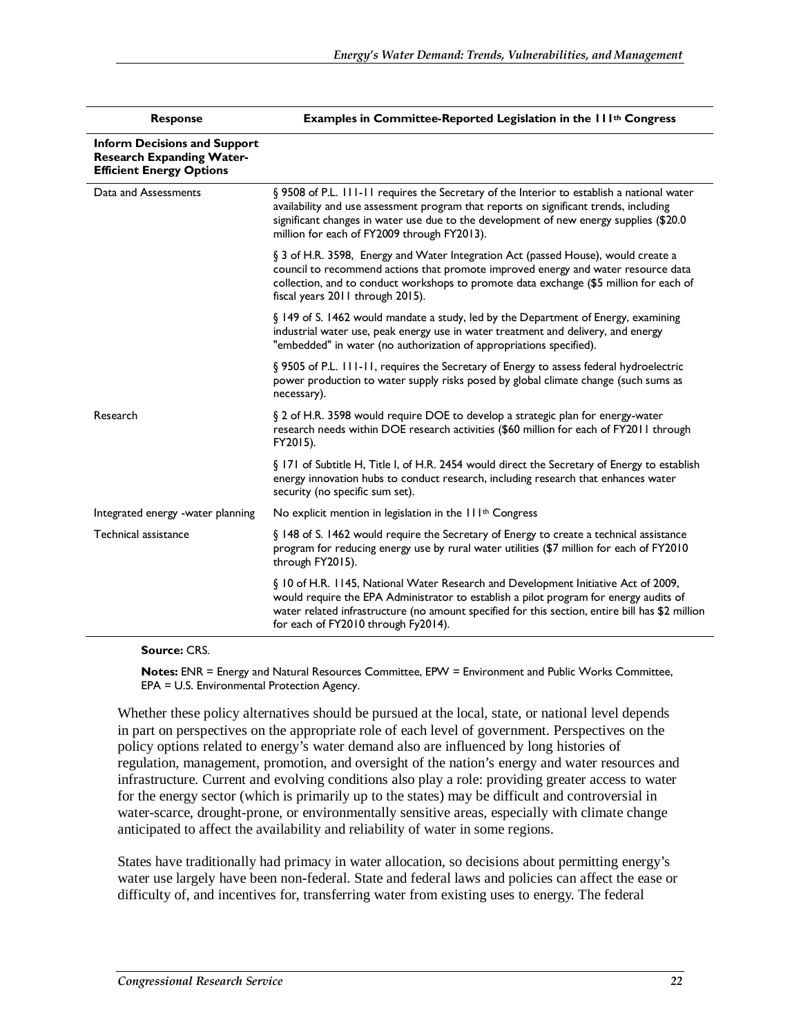| Response | Examples in Committee-Reported Legislation in the 111th Congress |
| --- | --- |
| **Inform Decisions and Support Research Expanding Water-Efficient Energy Options** | |
| Data and Assessments | § 9508 of P.L. 111-11 requires the Secretary of the Interior to establish a national water availability and use assessment program that reports on significant trends, including significant changes in water use due to the development of new energy supplies ($20.0 million for each of FY2009 through FY2013). |
| | § 3 of H.R. 3598, Energy and Water Integration Act (passed House), would create a council to recommend actions that promote improved energy and water resource data collection, and to conduct workshops to promote data exchange ($5 million for each of fiscal years 2011 through 2015). |
| | § 149 of S. 1462 would mandate a study, led by the Department of Energy, examining industrial water use, peak energy use in water treatment and delivery, and energy "embedded" in water (no authorization of appropriations specified). |
| | § 9505 of P.L. 111-11, requires the Secretary of Energy to assess federal hydroelectric power production to water supply risks posed by global climate change (such sums as necessary). |
| Research | § 2 of H.R. 3598 would require DOE to develop a strategic plan for energy-water research needs within DOE research activities ($60 million for each of FY2011 through FY2015). |
| | § 171 of Subtitle H, Title I, of H.R. 2454 would direct the Secretary of Energy to establish energy innovation hubs to conduct research, including research that enhances water security (no specific sum set). |
| Integrated energy -water planning | No explicit mention in legislation in the 111th Congress |
| Technical assistance | § 148 of S. 1462 would require the Secretary of Energy to create a technical assistance program for reducing energy use by rural water utilities ($7 million for each of FY2010 through FY2015). |
| | § 10 of H.R. 1145, National Water Research and Development Initiative Act of 2009, would require the EPA Administrator to establish a pilot program for energy audits of water related infrastructure (no amount specified for this section, entire bill has $2 million for each of FY2010 through Fy2014). |

**Source:** CRS.

**Notes:** ENR = Energy and Natural Resources Committee, EPW = Environment and Public Works Committee, EPA = U.S. Environmental Protection Agency.

Whether these policy alternatives should be pursued at the local, state, or national level depends in part on perspectives on the appropriate role of each level of government. Perspectives on the policy options related to energy's water demand also are influenced by long histories of regulation, management, promotion, and oversight of the nation's energy and water resources and infrastructure. Current and evolving conditions also play a role: providing greater access to water for the energy sector (which is primarily up to the states) may be difficult and controversial in water-scarce, drought-prone, or environmentally sensitive areas, especially with climate change anticipated to affect the availability and reliability of water in some regions.

States have traditionally had primacy in water allocation, so decisions about permitting energy's water use largely have been non-federal. State and federal laws and policies can affect the ease or difficulty of, and incentives for, transferring water from existing uses to energy. The federal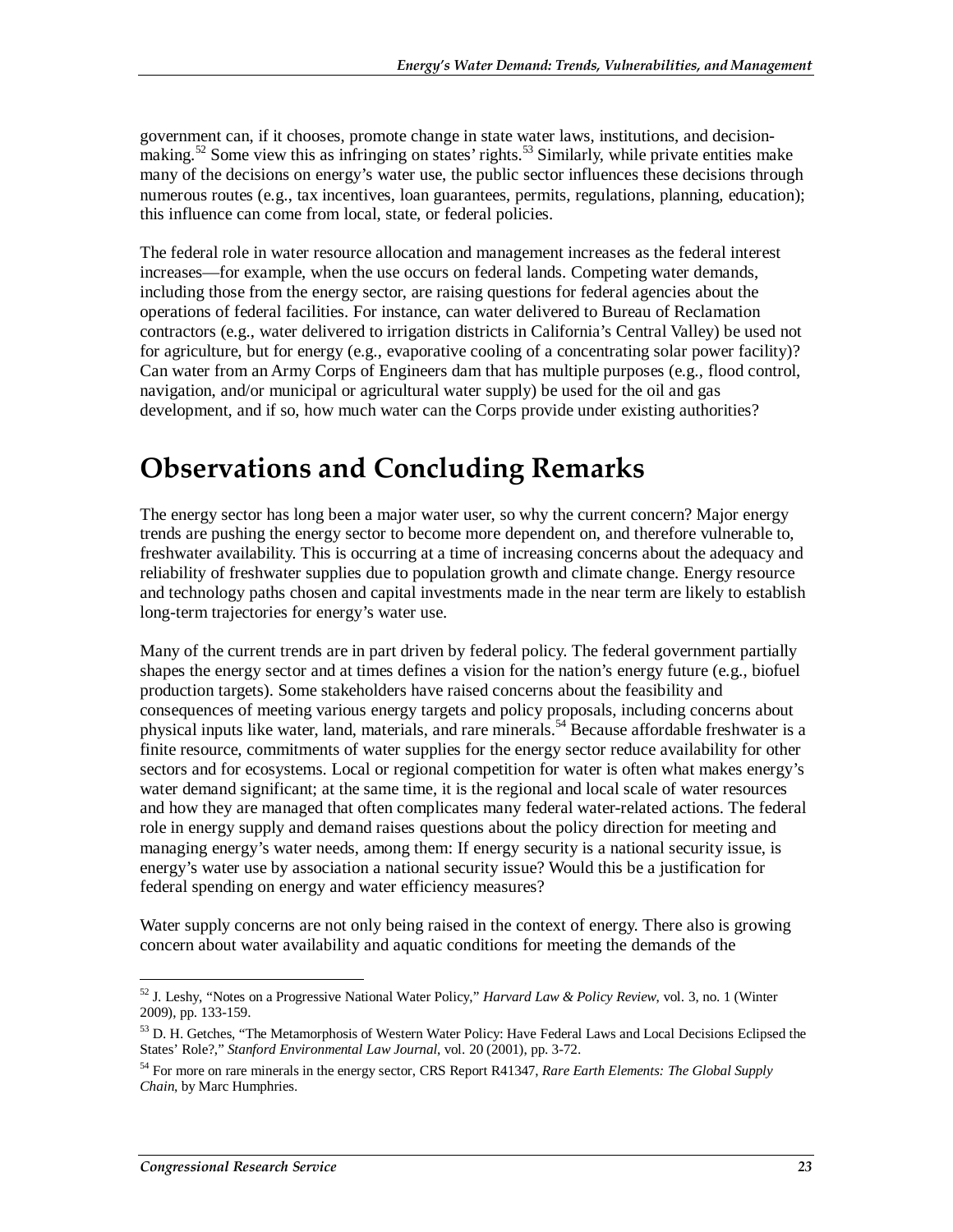government can, if it chooses, promote change in state water laws, institutions, and decision-making.[52] Some view this as infringing on states' rights.[53] Similarly, while private entities make many of the decisions on energy's water use, the public sector influences these decisions through numerous routes (e.g., tax incentives, loan guarantees, permits, regulations, planning, education); this influence can come from local, state, or federal policies.

The federal role in water resource allocation and management increases as the federal interest increases—for example, when the use occurs on federal lands. Competing water demands, including those from the energy sector, are raising questions for federal agencies about the operations of federal facilities. For instance, can water delivered to Bureau of Reclamation contractors (e.g., water delivered to irrigation districts in California's Central Valley) be used not for agriculture, but for energy (e.g., evaporative cooling of a concentrating solar power facility)? Can water from an Army Corps of Engineers dam that has multiple purposes (e.g., flood control, navigation, and/or municipal or agricultural water supply) be used for the oil and gas development, and if so, how much water can the Corps provide under existing authorities?

# Observations and Concluding Remarks

The energy sector has long been a major water user, so why the current concern? Major energy trends are pushing the energy sector to become more dependent on, and therefore vulnerable to, freshwater availability. This is occurring at a time of increasing concerns about the adequacy and reliability of freshwater supplies due to population growth and climate change. Energy resource and technology paths chosen and capital investments made in the near term are likely to establish long-term trajectories for energy's water use.

Many of the current trends are in part driven by federal policy. The federal government partially shapes the energy sector and at times defines a vision for the nation's energy future (e.g., biofuel production targets). Some stakeholders have raised concerns about the feasibility and consequences of meeting various energy targets and policy proposals, including concerns about physical inputs like water, land, materials, and rare minerals.[54] Because affordable freshwater is a finite resource, commitments of water supplies for the energy sector reduce availability for other sectors and for ecosystems. Local or regional competition for water is often what makes energy's water demand significant; at the same time, it is the regional and local scale of water resources and how they are managed that often complicates many federal water-related actions. The federal role in energy supply and demand raises questions about the policy direction for meeting and managing energy's water needs, among them: If energy security is a national security issue, is energy's water use by association a national security issue? Would this be a justification for federal spending on energy and water efficiency measures?

Water supply concerns are not only being raised in the context of energy. There also is growing concern about water availability and aquatic conditions for meeting the demands of the

---

[52] J. Leshy, "Notes on a Progressive National Water Policy," *Harvard Law & Policy Review*, vol. 3, no. 1 (Winter 2009), pp. 133-159.

[53] D. H. Getches, "The Metamorphosis of Western Water Policy: Have Federal Laws and Local Decisions Eclipsed the States' Role?," *Stanford Environmental Law Journal*, vol. 20 (2001), pp. 3-72.

[54] For more on rare minerals in the energy sector, CRS Report R41347, *Rare Earth Elements: The Global Supply Chain*, by Marc Humphries.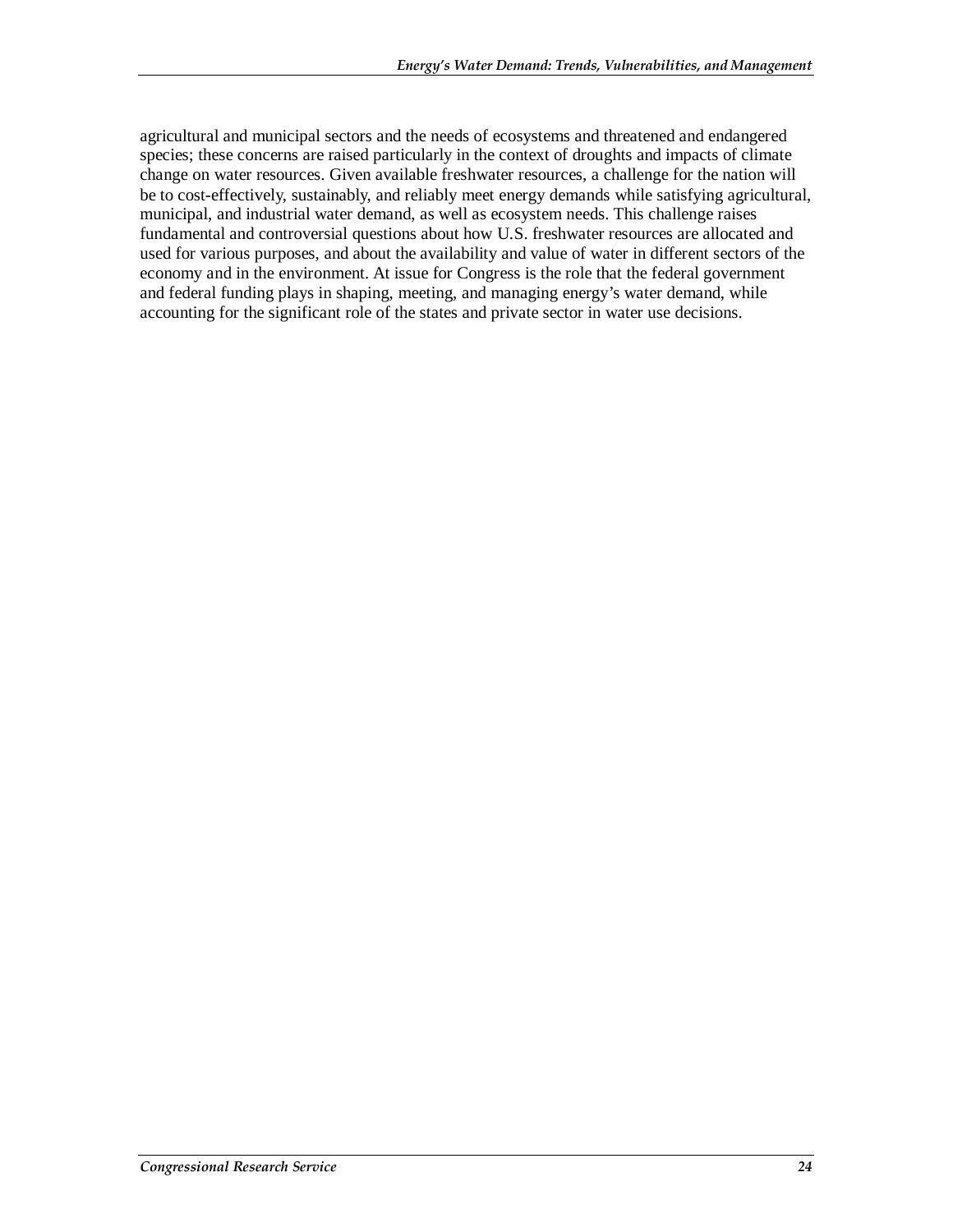agricultural and municipal sectors and the needs of ecosystems and threatened and endangered species; these concerns are raised particularly in the context of droughts and impacts of climate change on water resources. Given available freshwater resources, a challenge for the nation will be to cost-effectively, sustainably, and reliably meet energy demands while satisfying agricultural, municipal, and industrial water demand, as well as ecosystem needs. This challenge raises fundamental and controversial questions about how U.S. freshwater resources are allocated and used for various purposes, and about the availability and value of water in different sectors of the economy and in the environment. At issue for Congress is the role that the federal government and federal funding plays in shaping, meeting, and managing energy's water demand, while accounting for the significant role of the states and private sector in water use decisions.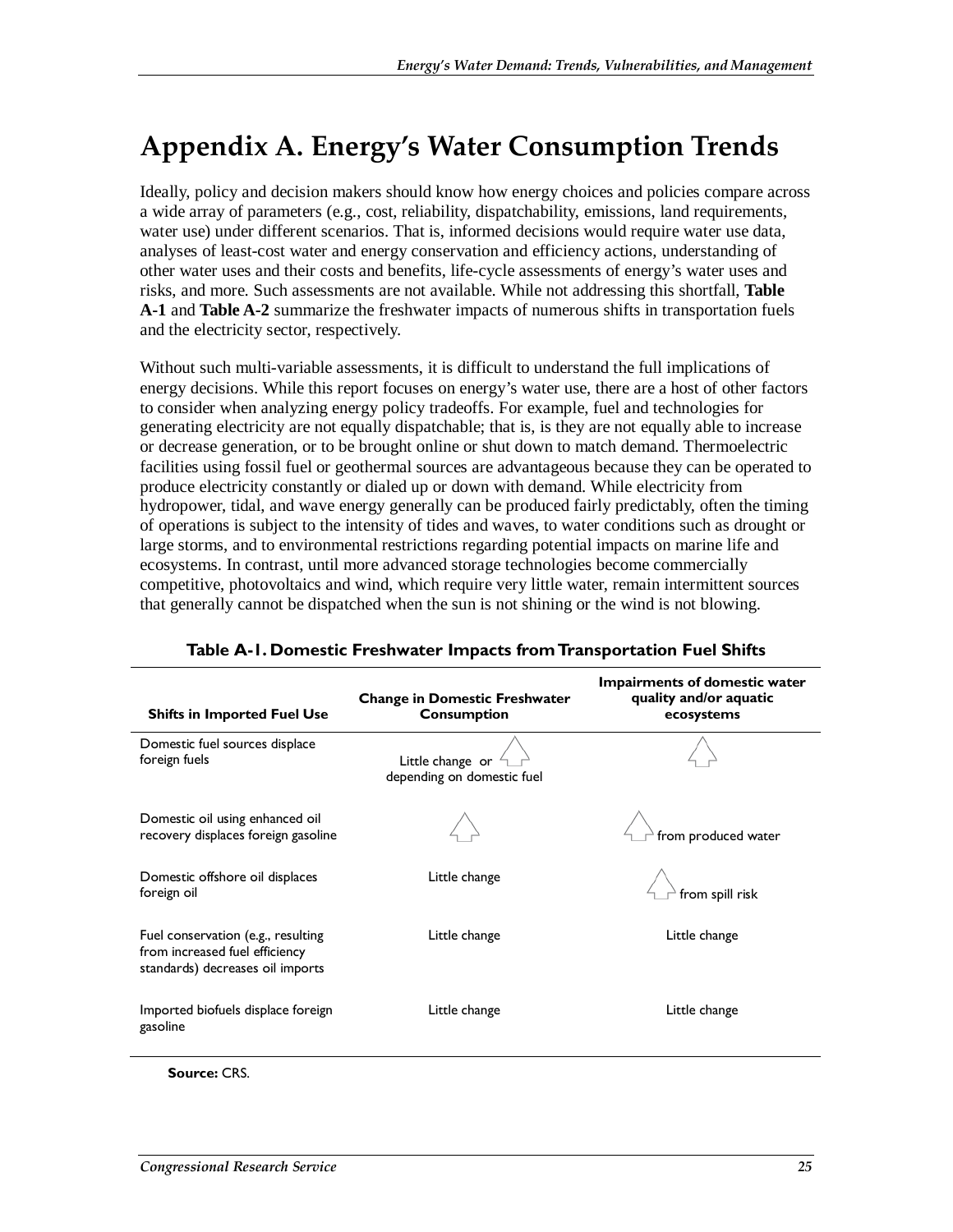# Appendix A. Energy's Water Consumption Trends

Ideally, policy and decision makers should know how energy choices and policies compare across a wide array of parameters (e.g., cost, reliability, dispatchability, emissions, land requirements, water use) under different scenarios. That is, informed decisions would require water use data, analyses of least-cost water and energy conservation and efficiency actions, understanding of other water uses and their costs and benefits, life-cycle assessments of energy's water uses and risks, and more. Such assessments are not available. While not addressing this shortfall, **Table A-1** and **Table A-2** summarize the freshwater impacts of numerous shifts in transportation fuels and the electricity sector, respectively.

Without such multi-variable assessments, it is difficult to understand the full implications of energy decisions. While this report focuses on energy's water use, there are a host of other factors to consider when analyzing energy policy tradeoffs. For example, fuel and technologies for generating electricity are not equally dispatchable; that is, is they are not equally able to increase or decrease generation, or to be brought online or shut down to match demand. Thermoelectric facilities using fossil fuel or geothermal sources are advantageous because they can be operated to produce electricity constantly or dialed up or down with demand. While electricity from hydropower, tidal, and wave energy generally can be produced fairly predictably, often the timing of operations is subject to the intensity of tides and waves, to water conditions such as drought or large storms, and to environmental restrictions regarding potential impacts on marine life and ecosystems. In contrast, until more advanced storage technologies become commercially competitive, photovoltaics and wind, which require very little water, remain intermittent sources that generally cannot be dispatched when the sun is not shining or the wind is not blowing.

**Table A-1. Domestic Freshwater Impacts from Transportation Fuel Shifts**

| Shifts in Imported Fuel Use | Change in Domestic Freshwater Consumption | Impairments of domestic water quality and/or aquatic ecosystems |
|---|---|---|
| Domestic fuel sources displace foreign fuels | Little change or ↑ depending on domestic fuel | ↑ |
| Domestic oil using enhanced oil recovery displaces foreign gasoline | ↑ | ↑ from produced water |
| Domestic offshore oil displaces foreign oil | Little change | ↑ from spill risk |
| Fuel conservation (e.g., resulting from increased fuel efficiency standards) decreases oil imports | Little change | Little change |
| Imported biofuels displace foreign gasoline | Little change | Little change |

**Source:** CRS.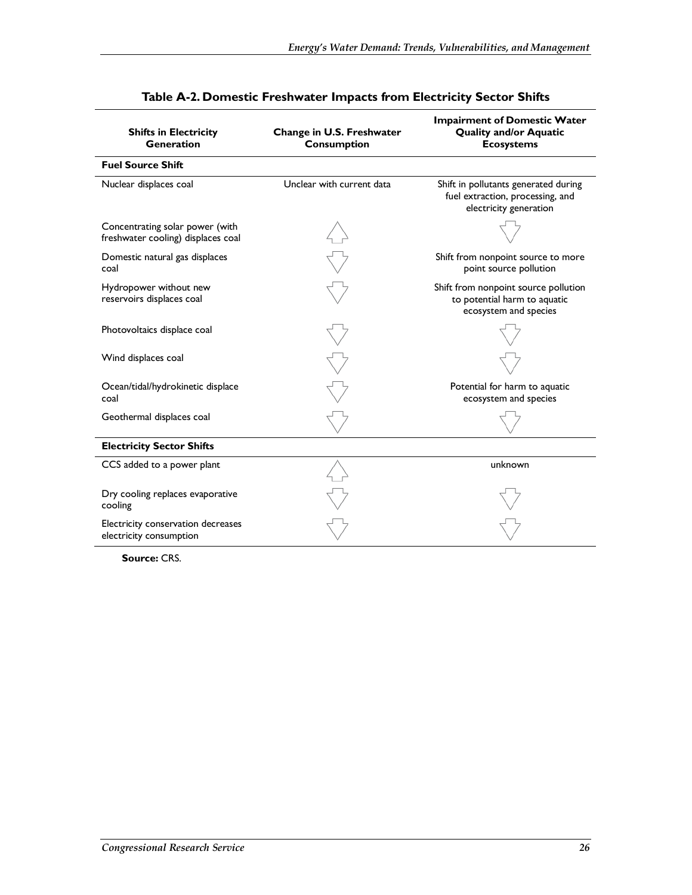**Table A-2. Domestic Freshwater Impacts from Electricity Sector Shifts**

| Shifts in Electricity Generation | Change in U.S. Freshwater Consumption | Impairment of Domestic Water Quality and/or Aquatic Ecosystems |
|---|---|---|
| **Fuel Source Shift** | | |
| Nuclear displaces coal | Unclear with current data | Shift in pollutants generated during fuel extraction, processing, and electricity generation |
| Concentrating solar power (with freshwater cooling) displaces coal | ⇧ | ⇩ |
| Domestic natural gas displaces coal | ⇩ | Shift from nonpoint source to more point source pollution |
| Hydropower without new reservoirs displaces coal | ⇩ | Shift from nonpoint source pollution to potential harm to aquatic ecosystem and species |
| Photovoltaics displace coal | ⇩ | ⇩ |
| Wind displaces coal | ⇩ | ⇩ |
| Ocean/tidal/hydrokinetic displace coal | ⇩ | Potential for harm to aquatic ecosystem and species |
| Geothermal displaces coal | ⇩ | ⇩ |
| **Electricity Sector Shifts** | | |
| CCS added to a power plant | ⇧ | unknown |
| Dry cooling replaces evaporative cooling | ⇩ | ⇩ |
| Electricity conservation decreases electricity consumption | ⇩ | ⇩ |

**Source:** CRS.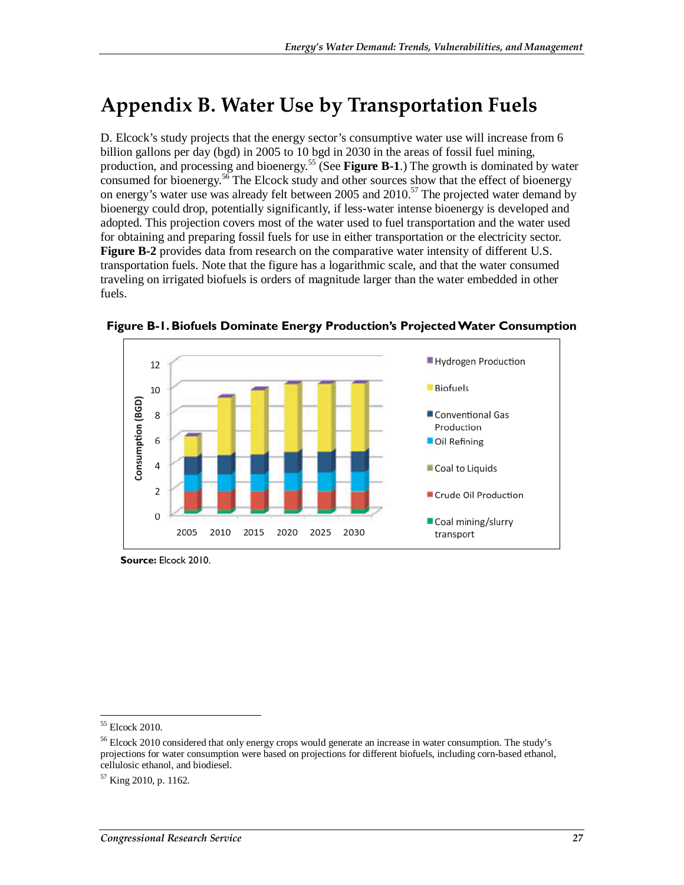# Appendix B. Water Use by Transportation Fuels

D. Elcock's study projects that the energy sector's consumptive water use will increase from 6 billion gallons per day (bgd) in 2005 to 10 bgd in 2030 in the areas of fossil fuel mining, production, and processing and bioenergy.[55] (See **Figure B-1**.) The growth is dominated by water consumed for bioenergy.[56] The Elcock study and other sources show that the effect of bioenergy on energy's water use was already felt between 2005 and 2010.[57] The projected water demand by bioenergy could drop, potentially significantly, if less-water intense bioenergy is developed and adopted. This projection covers most of the water used to fuel transportation and the water used for obtaining and preparing fossil fuels for use in either transportation or the electricity sector. **Figure B-2** provides data from research on the comparative water intensity of different U.S. transportation fuels. Note that the figure has a logarithmic scale, and that the water consumed traveling on irrigated biofuels is orders of magnitude larger than the water embedded in other fuels.

**Figure B-1. Biofuels Dominate Energy Production's Projected Water Consumption**

**Source:** Elcock 2010.

---

[55] Elcock 2010.

[56] Elcock 2010 considered that only energy crops would generate an increase in water consumption. The study's projections for water consumption were based on projections for different biofuels, including corn-based ethanol, cellulosic ethanol, and biodiesel.

[57] King 2010, p. 1162.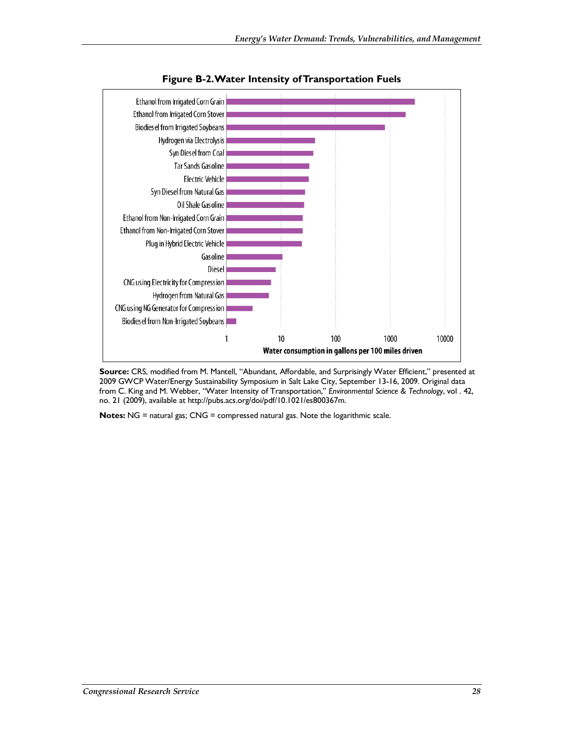**Figure B-2. Water Intensity of Transportation Fuels**

Ethanol from Irrigated Corn Grain
Ethanol from Irrigated Corn Stover
Biodiesel from Irrigated Soybeans
Hydrogen via Electrolysis
Syn Diesel from Coal
Tar Sands Gasoline
Electric Vehicle
Syn Diesel from Natural Gas
Oil Shale Gasoline
Ethanol from Non-Irrigated Corn Grain
Ethanol from Non-Irrigated Corn Stover
Plug in Hybrid Electric Vehicle
Gasoline
Diesel
CNG using Electricity for Compression
Hydrogen from Natural Gas
CNG using NG Generator for Compression
Biodiesel from Non-Irrigated Soybeans

1 10 100 1000 10000

Water consumption in gallons per 100 miles driven

**Source:** CRS, modified from M. Mantell, "Abundant, Affordable, and Surprisingly Water Efficient," presented at 2009 GWCP Water/Energy Sustainability Symposium in Salt Lake City, September 13-16, 2009. Original data from C. King and M. Webber, "Water Intensity of Transportation," *Environmental Science & Technology*, vol . 42, no. 21 (2009), available at http://pubs.acs.org/doi/pdf/10.1021/es800367m.

**Notes:** NG = natural gas; CNG = compressed natural gas. Note the logarithmic scale.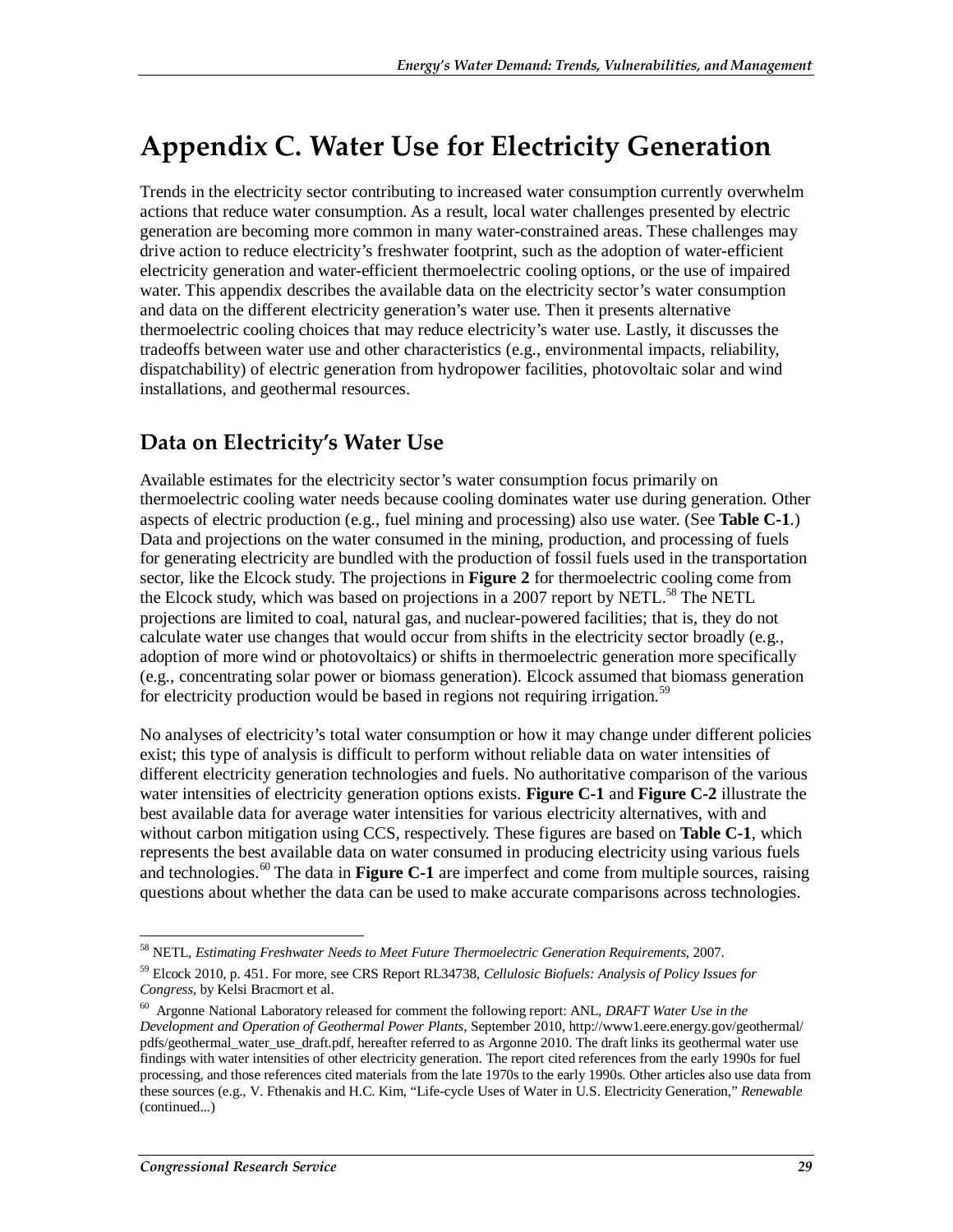# Appendix C. Water Use for Electricity Generation

Trends in the electricity sector contributing to increased water consumption currently overwhelm actions that reduce water consumption. As a result, local water challenges presented by electric generation are becoming more common in many water-constrained areas. These challenges may drive action to reduce electricity's freshwater footprint, such as the adoption of water-efficient electricity generation and water-efficient thermoelectric cooling options, or the use of impaired water. This appendix describes the available data on the electricity sector's water consumption and data on the different electricity generation's water use. Then it presents alternative thermoelectric cooling choices that may reduce electricity's water use. Lastly, it discusses the tradeoffs between water use and other characteristics (e.g., environmental impacts, reliability, dispatchability) of electric generation from hydropower facilities, photovoltaic solar and wind installations, and geothermal resources.

## Data on Electricity's Water Use

Available estimates for the electricity sector's water consumption focus primarily on thermoelectric cooling water needs because cooling dominates water use during generation. Other aspects of electric production (e.g., fuel mining and processing) also use water. (See **Table C-1**.) Data and projections on the water consumed in the mining, production, and processing of fuels for generating electricity are bundled with the production of fossil fuels used in the transportation sector, like the Elcock study. The projections in **Figure 2** for thermoelectric cooling come from the Elcock study, which was based on projections in a 2007 report by NETL.[58] The NETL projections are limited to coal, natural gas, and nuclear-powered facilities; that is, they do not calculate water use changes that would occur from shifts in the electricity sector broadly (e.g., adoption of more wind or photovoltaics) or shifts in thermoelectric generation more specifically (e.g., concentrating solar power or biomass generation). Elcock assumed that biomass generation for electricity production would be based in regions not requiring irrigation.[59]

No analyses of electricity's total water consumption or how it may change under different policies exist; this type of analysis is difficult to perform without reliable data on water intensities of different electricity generation technologies and fuels. No authoritative comparison of the various water intensities of electricity generation options exists. **Figure C-1** and **Figure C-2** illustrate the best available data for average water intensities for various electricity alternatives, with and without carbon mitigation using CCS, respectively. These figures are based on **Table C-1**, which represents the best available data on water consumed in producing electricity using various fuels and technologies.[60] The data in **Figure C-1** are imperfect and come from multiple sources, raising questions about whether the data can be used to make accurate comparisons across technologies.

---

[58] NETL, *Estimating Freshwater Needs to Meet Future Thermoelectric Generation Requirements*, 2007.

[59] Elcock 2010, p. 451. For more, see CRS Report RL34738, *Cellulosic Biofuels: Analysis of Policy Issues for Congress*, by Kelsi Bracmort et al.

[60] Argonne National Laboratory released for comment the following report: ANL, *DRAFT Water Use in the Development and Operation of Geothermal Power Plants*, September 2010, http://www1.eere.energy.gov/geothermal/pdfs/geothermal_water_use_draft.pdf, hereafter referred to as Argonne 2010. The draft links its geothermal water use findings with water intensities of other electricity generation. The report cited references from the early 1990s for fuel processing, and those references cited materials from the late 1970s to the early 1990s. Other articles also use data from these sources (e.g., V. Fthenakis and H.C. Kim, "Life-cycle Uses of Water in U.S. Electricity Generation," *Renewable* (continued...)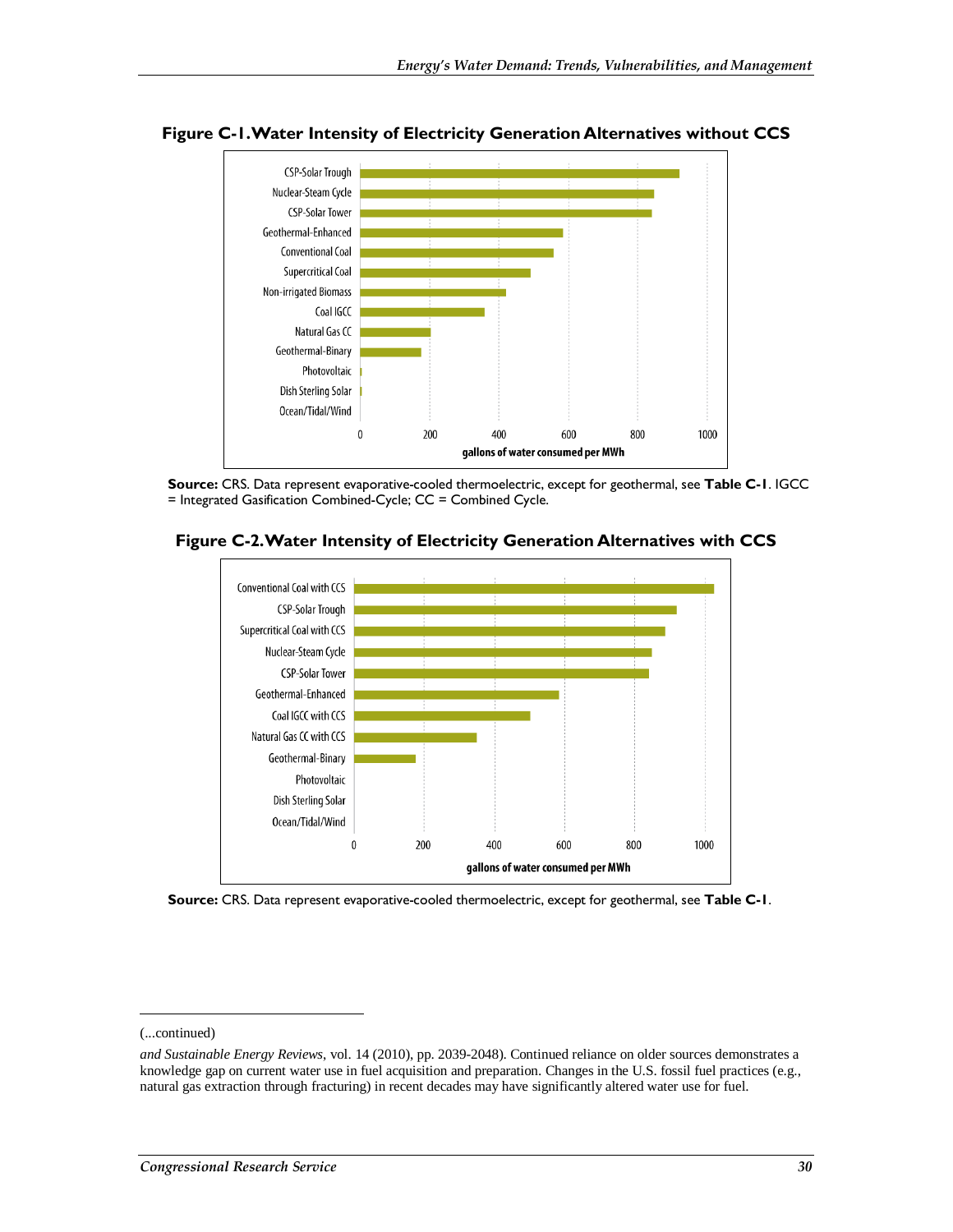**Figure C-1. Water Intensity of Electricity Generation Alternatives without CCS**

| Technology | gallons of water consumed per MWh |
| --- | --- |
| CSP-Solar Trough | |
| Nuclear-Steam Cycle | |
| CSP-Solar Tower | |
| Geothermal-Enhanced | |
| Conventional Coal | |
| Supercritical Coal | |
| Non-irrigated Biomass | |
| Coal IGCC | |
| Natural Gas CC | |
| Geothermal-Binary | |
| Photovoltaic | |
| Dish Sterling Solar | |
| Ocean/Tidal/Wind | |

**Source:** CRS. Data represent evaporative-cooled thermoelectric, except for geothermal, see **Table C-1**. IGCC = Integrated Gasification Combined-Cycle; CC = Combined Cycle.

**Figure C-2. Water Intensity of Electricity Generation Alternatives with CCS**

| Technology | gallons of water consumed per MWh |
| --- | --- |
| Conventional Coal with CCS | |
| CSP-Solar Trough | |
| Supercritical Coal with CCS | |
| Nuclear-Steam Cycle | |
| CSP-Solar Tower | |
| Geothermal-Enhanced | |
| Coal IGCC with CCS | |
| Natural Gas CC with CCS | |
| Geothermal-Binary | |
| Photovoltaic | |
| Dish Sterling Solar | |
| Ocean/Tidal/Wind | |

**Source:** CRS. Data represent evaporative-cooled thermoelectric, except for geothermal, see **Table C-1**.

---

(...continued)

*and Sustainable Energy Reviews*, vol. 14 (2010), pp. 2039-2048). Continued reliance on older sources demonstrates a knowledge gap on current water use in fuel acquisition and preparation. Changes in the U.S. fossil fuel practices (e.g., natural gas extraction through fracturing) in recent decades may have significantly altered water use for fuel.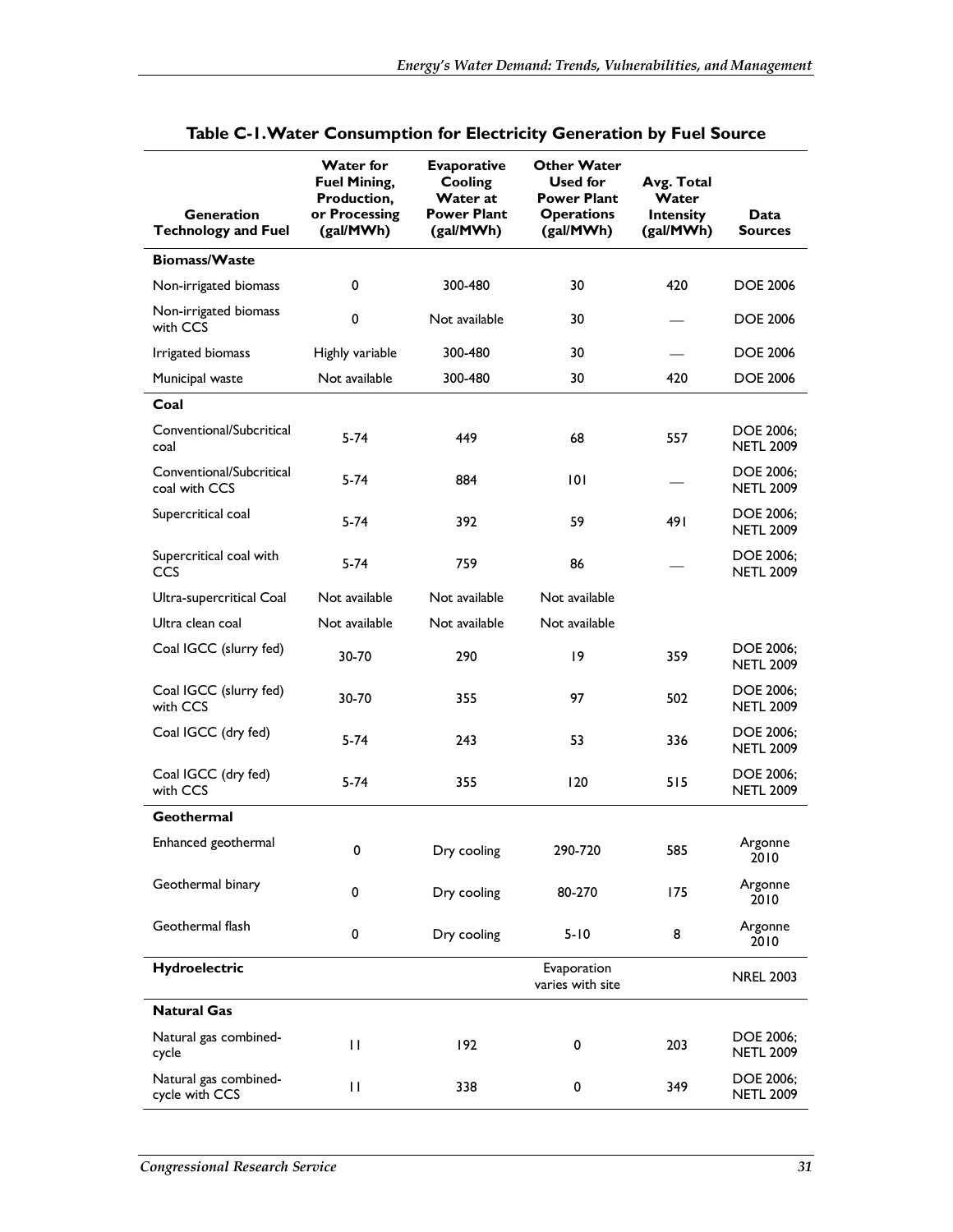**Table C-1. Water Consumption for Electricity Generation by Fuel Source**

| Generation Technology and Fuel | Water for Fuel Mining, Production, or Processing (gal/MWh) | Evaporative Cooling Water at Power Plant (gal/MWh) | Other Water Used for Power Plant Operations (gal/MWh) | Avg. Total Water Intensity (gal/MWh) | Data Sources |
|---|---|---|---|---|---|
| **Biomass/Waste** | | | | | |
| Non-irrigated biomass | 0 | 300-480 | 30 | 420 | DOE 2006 |
| Non-irrigated biomass with CCS | 0 | Not available | 30 | — | DOE 2006 |
| Irrigated biomass | Highly variable | 300-480 | 30 | — | DOE 2006 |
| Municipal waste | Not available | 300-480 | 30 | 420 | DOE 2006 |
| **Coal** | | | | | |
| Conventional/Subcritical coal | 5-74 | 449 | 68 | 557 | DOE 2006; NETL 2009 |
| Conventional/Subcritical coal with CCS | 5-74 | 884 | 101 | — | DOE 2006; NETL 2009 |
| Supercritical coal | 5-74 | 392 | 59 | 491 | DOE 2006; NETL 2009 |
| Supercritical coal with CCS | 5-74 | 759 | 86 | — | DOE 2006; NETL 2009 |
| Ultra-supercritical Coal | Not available | Not available | Not available | | |
| Ultra clean coal | Not available | Not available | Not available | | |
| Coal IGCC (slurry fed) | 30-70 | 290 | 19 | 359 | DOE 2006; NETL 2009 |
| Coal IGCC (slurry fed) with CCS | 30-70 | 355 | 97 | 502 | DOE 2006; NETL 2009 |
| Coal IGCC (dry fed) | 5-74 | 243 | 53 | 336 | DOE 2006; NETL 2009 |
| Coal IGCC (dry fed) with CCS | 5-74 | 355 | 120 | 515 | DOE 2006; NETL 2009 |
| **Geothermal** | | | | | |
| Enhanced geothermal | 0 | Dry cooling | 290-720 | 585 | Argonne 2010 |
| Geothermal binary | 0 | Dry cooling | 80-270 | 175 | Argonne 2010 |
| Geothermal flash | 0 | Dry cooling | 5-10 | 8 | Argonne 2010 |
| **Hydroelectric** | | | Evaporation varies with site | | NREL 2003 |
| **Natural Gas** | | | | | |
| Natural gas combined-cycle | 11 | 192 | 0 | 203 | DOE 2006; NETL 2009 |
| Natural gas combined-cycle with CCS | 11 | 338 | 0 | 349 | DOE 2006; NETL 2009 |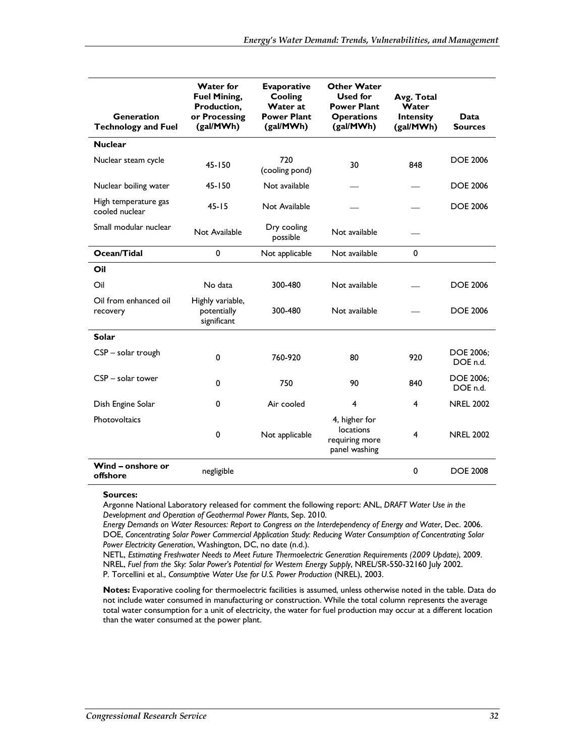| Generation Technology and Fuel | Water for Fuel Mining, Production, or Processing (gal/MWh) | Evaporative Cooling Water at Power Plant (gal/MWh) | Other Water Used for Power Plant Operations (gal/MWh) | Avg. Total Water Intensity (gal/MWh) | Data Sources |
|---|---|---|---|---|---|
| **Nuclear** | | | | | |
| Nuclear steam cycle | 45-150 | 720 (cooling pond) | 30 | 848 | DOE 2006 |
| Nuclear boiling water | 45-150 | Not available | — | — | DOE 2006 |
| High temperature gas cooled nuclear | 45-15 | Not Available | — | — | DOE 2006 |
| Small modular nuclear | Not Available | Dry cooling possible | Not available | — | |
| **Ocean/Tidal** | 0 | Not applicable | Not available | 0 | |
| **Oil** | | | | | |
| Oil | No data | 300-480 | Not available | — | DOE 2006 |
| Oil from enhanced oil recovery | Highly variable, potentially significant | 300-480 | Not available | — | DOE 2006 |
| **Solar** | | | | | |
| CSP – solar trough | 0 | 760-920 | 80 | 920 | DOE 2006; DOE n.d. |
| CSP – solar tower | 0 | 750 | 90 | 840 | DOE 2006; DOE n.d. |
| Dish Engine Solar | 0 | Air cooled | 4 | 4 | NREL 2002 |
| Photovoltaics | 0 | Not applicable | 4, higher for locations requiring more panel washing | 4 | NREL 2002 |
| **Wind – onshore or offshore** | negligible | | | 0 | DOE 2008 |

**Sources:**
Argonne National Laboratory released for comment the following report: ANL, *DRAFT Water Use in the Development and Operation of Geothermal Power Plants*, Sep. 2010.
*Energy Demands on Water Resources: Report to Congress on the Interdependency of Energy and Water*, Dec. 2006.
DOE, *Concentrating Solar Power Commercial Application Study: Reducing Water Consumption of Concentrating Solar Power Electricity Generation*, Washington, DC, no date (n.d.).
NETL, *Estimating Freshwater Needs to Meet Future Thermoelectric Generation Requirements (2009 Update)*, 2009.
NREL, *Fuel from the Sky: Solar Power's Potential for Western Energy Supply*, NREL/SR-550-32160 July 2002.
P. Torcellini et al., *Consumptive Water Use for U.S. Power Production* (NREL), 2003.

**Notes:** Evaporative cooling for thermoelectric facilities is assumed, unless otherwise noted in the table. Data do not include water consumed in manufacturing or construction. While the total column represents the average total water consumption for a unit of electricity, the water for fuel production may occur at a different location than the water consumed at the power plant.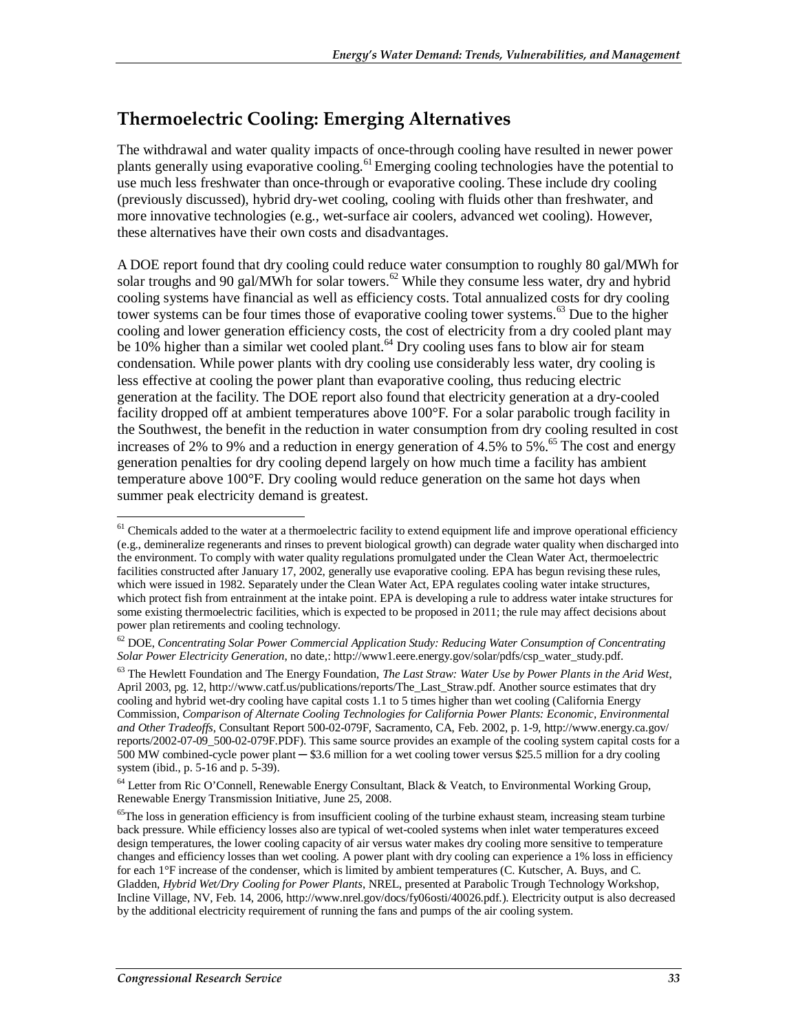## Thermoelectric Cooling: Emerging Alternatives

The withdrawal and water quality impacts of once-through cooling have resulted in newer power plants generally using evaporative cooling.[61] Emerging cooling technologies have the potential to use much less freshwater than once-through or evaporative cooling. These include dry cooling (previously discussed), hybrid dry-wet cooling, cooling with fluids other than freshwater, and more innovative technologies (e.g., wet-surface air coolers, advanced wet cooling). However, these alternatives have their own costs and disadvantages.

A DOE report found that dry cooling could reduce water consumption to roughly 80 gal/MWh for solar troughs and 90 gal/MWh for solar towers.[62] While they consume less water, dry and hybrid cooling systems have financial as well as efficiency costs. Total annualized costs for dry cooling tower systems can be four times those of evaporative cooling tower systems.[63] Due to the higher cooling and lower generation efficiency costs, the cost of electricity from a dry cooled plant may be 10% higher than a similar wet cooled plant.[64] Dry cooling uses fans to blow air for steam condensation. While power plants with dry cooling use considerably less water, dry cooling is less effective at cooling the power plant than evaporative cooling, thus reducing electric generation at the facility. The DOE report also found that electricity generation at a dry-cooled facility dropped off at ambient temperatures above 100°F. For a solar parabolic trough facility in the Southwest, the benefit in the reduction in water consumption from dry cooling resulted in cost increases of 2% to 9% and a reduction in energy generation of 4.5% to 5%.[65] The cost and energy generation penalties for dry cooling depend largely on how much time a facility has ambient temperature above 100°F. Dry cooling would reduce generation on the same hot days when summer peak electricity demand is greatest.

---

[61] Chemicals added to the water at a thermoelectric facility to extend equipment life and improve operational efficiency (e.g., demineralize regenerants and rinses to prevent biological growth) can degrade water quality when discharged into the environment. To comply with water quality regulations promulgated under the Clean Water Act, thermoelectric facilities constructed after January 17, 2002, generally use evaporative cooling. EPA has begun revising these rules, which were issued in 1982. Separately under the Clean Water Act, EPA regulates cooling water intake structures, which protect fish from entrainment at the intake point. EPA is developing a rule to address water intake structures for some existing thermoelectric facilities, which is expected to be proposed in 2011; the rule may affect decisions about power plan retirements and cooling technology.

[62] DOE, *Concentrating Solar Power Commercial Application Study: Reducing Water Consumption of Concentrating Solar Power Electricity Generation*, no date,: http://www1.eere.energy.gov/solar/pdfs/csp_water_study.pdf.

[63] The Hewlett Foundation and The Energy Foundation, *The Last Straw: Water Use by Power Plants in the Arid West*, April 2003, pg. 12, http://www.catf.us/publications/reports/The_Last_Straw.pdf. Another source estimates that dry cooling and hybrid wet-dry cooling have capital costs 1.1 to 5 times higher than wet cooling (California Energy Commission, *Comparison of Alternate Cooling Technologies for California Power Plants: Economic, Environmental and Other Tradeoffs*, Consultant Report 500-02-079F, Sacramento, CA, Feb. 2002, p. 1-9, http://www.energy.ca.gov/reports/2002-07-09_500-02-079F.PDF). This same source provides an example of the cooling system capital costs for a 500 MW combined-cycle power plant—\$3.6 million for a wet cooling tower versus \$25.5 million for a dry cooling system (ibid., p. 5-16 and p. 5-39).

[64] Letter from Ric O'Connell, Renewable Energy Consultant, Black & Veatch, to Environmental Working Group, Renewable Energy Transmission Initiative, June 25, 2008.

[65] The loss in generation efficiency is from insufficient cooling of the turbine exhaust steam, increasing steam turbine back pressure. While efficiency losses also are typical of wet-cooled systems when inlet water temperatures exceed design temperatures, the lower cooling capacity of air versus water makes dry cooling more sensitive to temperature changes and efficiency losses than wet cooling. A power plant with dry cooling can experience a 1% loss in efficiency for each 1°F increase of the condenser, which is limited by ambient temperatures (C. Kutscher, A. Buys, and C. Gladden, *Hybrid Wet/Dry Cooling for Power Plants*, NREL, presented at Parabolic Trough Technology Workshop, Incline Village, NV, Feb. 14, 2006, http://www.nrel.gov/docs/fy06osti/40026.pdf.). Electricity output is also decreased by the additional electricity requirement of running the fans and pumps of the air cooling system.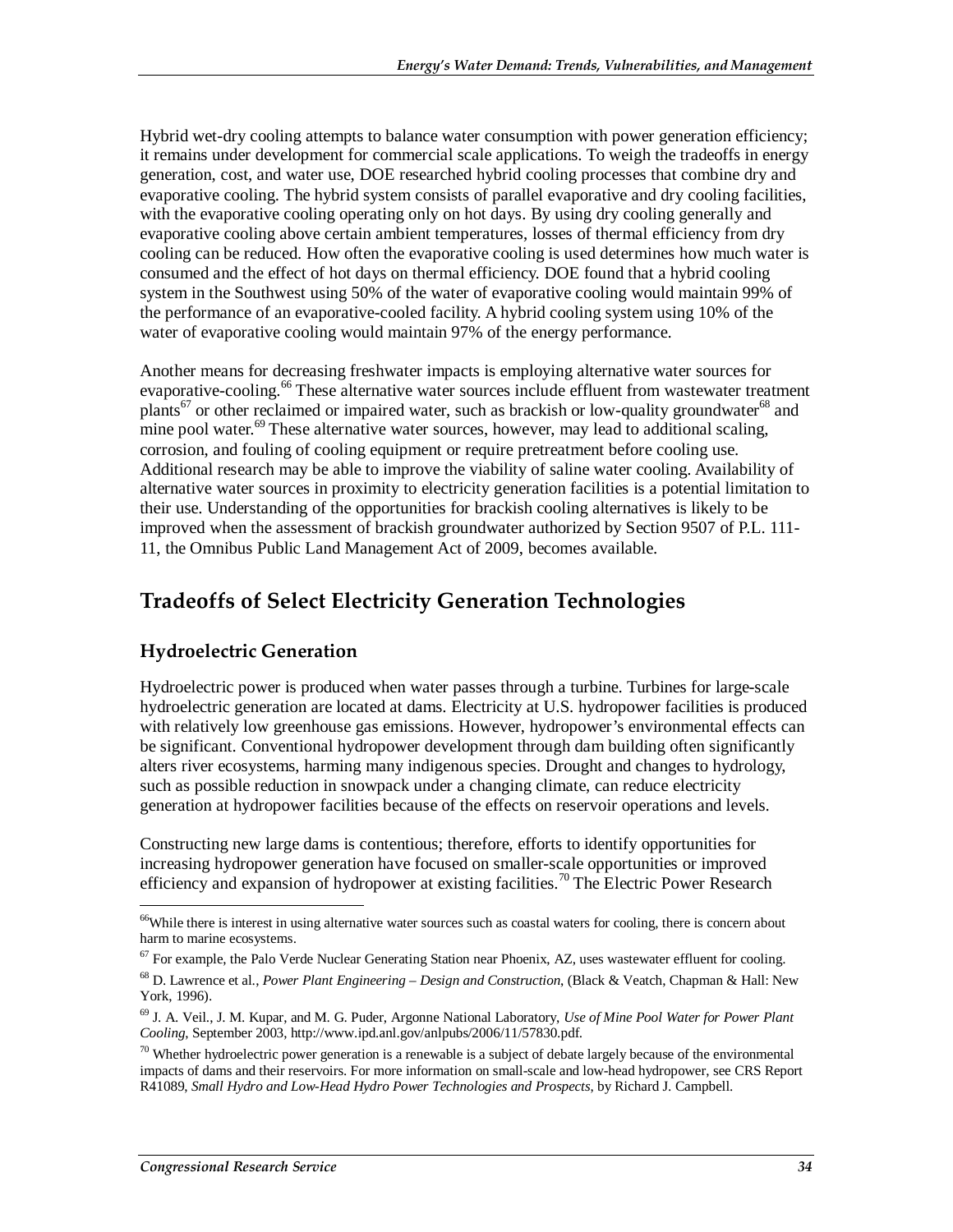Hybrid wet-dry cooling attempts to balance water consumption with power generation efficiency; it remains under development for commercial scale applications. To weigh the tradeoffs in energy generation, cost, and water use, DOE researched hybrid cooling processes that combine dry and evaporative cooling. The hybrid system consists of parallel evaporative and dry cooling facilities, with the evaporative cooling operating only on hot days. By using dry cooling generally and evaporative cooling above certain ambient temperatures, losses of thermal efficiency from dry cooling can be reduced. How often the evaporative cooling is used determines how much water is consumed and the effect of hot days on thermal efficiency. DOE found that a hybrid cooling system in the Southwest using 50% of the water of evaporative cooling would maintain 99% of the performance of an evaporative-cooled facility. A hybrid cooling system using 10% of the water of evaporative cooling would maintain 97% of the energy performance.

Another means for decreasing freshwater impacts is employing alternative water sources for evaporative-cooling.[66] These alternative water sources include effluent from wastewater treatment plants[67] or other reclaimed or impaired water, such as brackish or low-quality groundwater[68] and mine pool water.[69] These alternative water sources, however, may lead to additional scaling, corrosion, and fouling of cooling equipment or require pretreatment before cooling use. Additional research may be able to improve the viability of saline water cooling. Availability of alternative water sources in proximity to electricity generation facilities is a potential limitation to their use. Understanding of the opportunities for brackish cooling alternatives is likely to be improved when the assessment of brackish groundwater authorized by Section 9507 of P.L. 111-11, the Omnibus Public Land Management Act of 2009, becomes available.

## Tradeoffs of Select Electricity Generation Technologies

### Hydroelectric Generation

Hydroelectric power is produced when water passes through a turbine. Turbines for large-scale hydroelectric generation are located at dams. Electricity at U.S. hydropower facilities is produced with relatively low greenhouse gas emissions. However, hydropower's environmental effects can be significant. Conventional hydropower development through dam building often significantly alters river ecosystems, harming many indigenous species. Drought and changes to hydrology, such as possible reduction in snowpack under a changing climate, can reduce electricity generation at hydropower facilities because of the effects on reservoir operations and levels.

Constructing new large dams is contentious; therefore, efforts to identify opportunities for increasing hydropower generation have focused on smaller-scale opportunities or improved efficiency and expansion of hydropower at existing facilities.[70] The Electric Power Research

---

[66] While there is interest in using alternative water sources such as coastal waters for cooling, there is concern about harm to marine ecosystems.

[67] For example, the Palo Verde Nuclear Generating Station near Phoenix, AZ, uses wastewater effluent for cooling.

[68] D. Lawrence et al., *Power Plant Engineering – Design and Construction*, (Black & Veatch, Chapman & Hall: New York, 1996).

[69] J. A. Veil., J. M. Kupar, and M. G. Puder, Argonne National Laboratory, *Use of Mine Pool Water for Power Plant Cooling*, September 2003, http://www.ipd.anl.gov/anlpubs/2006/11/57830.pdf.

[70] Whether hydroelectric power generation is a renewable is a subject of debate largely because of the environmental impacts of dams and their reservoirs. For more information on small-scale and low-head hydropower, see CRS Report R41089, *Small Hydro and Low-Head Hydro Power Technologies and Prospects*, by Richard J. Campbell.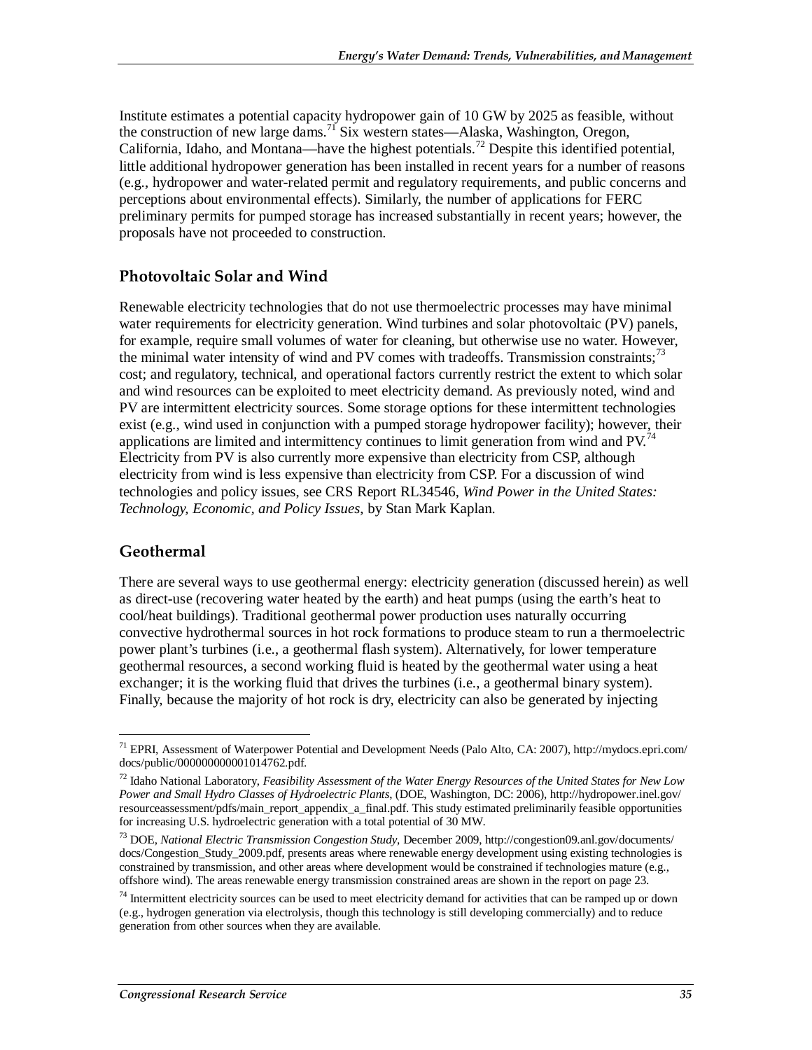Institute estimates a potential capacity hydropower gain of 10 GW by 2025 as feasible, without the construction of new large dams.[71] Six western states—Alaska, Washington, Oregon, California, Idaho, and Montana—have the highest potentials.[72] Despite this identified potential, little additional hydropower generation has been installed in recent years for a number of reasons (e.g., hydropower and water-related permit and regulatory requirements, and public concerns and perceptions about environmental effects). Similarly, the number of applications for FERC preliminary permits for pumped storage has increased substantially in recent years; however, the proposals have not proceeded to construction.

## Photovoltaic Solar and Wind

Renewable electricity technologies that do not use thermoelectric processes may have minimal water requirements for electricity generation. Wind turbines and solar photovoltaic (PV) panels, for example, require small volumes of water for cleaning, but otherwise use no water. However, the minimal water intensity of wind and PV comes with tradeoffs. Transmission constraints;[73] cost; and regulatory, technical, and operational factors currently restrict the extent to which solar and wind resources can be exploited to meet electricity demand. As previously noted, wind and PV are intermittent electricity sources. Some storage options for these intermittent technologies exist (e.g., wind used in conjunction with a pumped storage hydropower facility); however, their applications are limited and intermittency continues to limit generation from wind and PV.[74] Electricity from PV is also currently more expensive than electricity from CSP, although electricity from wind is less expensive than electricity from CSP. For a discussion of wind technologies and policy issues, see CRS Report RL34546, *Wind Power in the United States: Technology, Economic, and Policy Issues*, by Stan Mark Kaplan.

## Geothermal

There are several ways to use geothermal energy: electricity generation (discussed herein) as well as direct-use (recovering water heated by the earth) and heat pumps (using the earth's heat to cool/heat buildings). Traditional geothermal power production uses naturally occurring convective hydrothermal sources in hot rock formations to produce steam to run a thermoelectric power plant's turbines (i.e., a geothermal flash system). Alternatively, for lower temperature geothermal resources, a second working fluid is heated by the geothermal water using a heat exchanger; it is the working fluid that drives the turbines (i.e., a geothermal binary system). Finally, because the majority of hot rock is dry, electricity can also be generated by injecting

---

[71] EPRI, Assessment of Waterpower Potential and Development Needs (Palo Alto, CA: 2007), http://mydocs.epri.com/docs/public/000000000001014762.pdf.

[72] Idaho National Laboratory, *Feasibility Assessment of the Water Energy Resources of the United States for New Low Power and Small Hydro Classes of Hydroelectric Plants*, (DOE, Washington, DC: 2006), http://hydropower.inel.gov/resourceassessment/pdfs/main_report_appendix_a_final.pdf. This study estimated preliminarily feasible opportunities for increasing U.S. hydroelectric generation with a total potential of 30 MW.

[73] DOE, *National Electric Transmission Congestion Study*, December 2009, http://congestion09.anl.gov/documents/docs/Congestion_Study_2009.pdf, presents areas where renewable energy development using existing technologies is constrained by transmission, and other areas where development would be constrained if technologies mature (e.g., offshore wind). The areas renewable energy transmission constrained areas are shown in the report on page 23.

[74] Intermittent electricity sources can be used to meet electricity demand for activities that can be ramped up or down (e.g., hydrogen generation via electrolysis, though this technology is still developing commercially) and to reduce generation from other sources when they are available.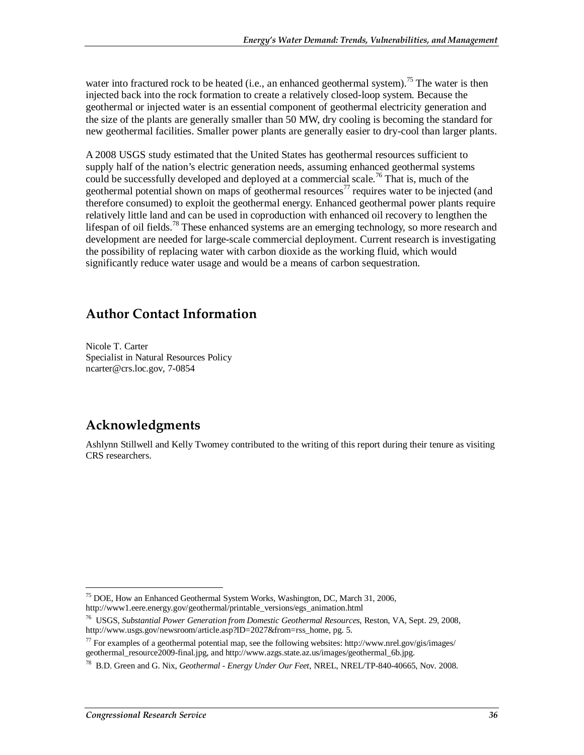water into fractured rock to be heated (i.e., an enhanced geothermal system).[75] The water is then injected back into the rock formation to create a relatively closed-loop system. Because the geothermal or injected water is an essential component of geothermal electricity generation and the size of the plants are generally smaller than 50 MW, dry cooling is becoming the standard for new geothermal facilities. Smaller power plants are generally easier to dry-cool than larger plants.

A 2008 USGS study estimated that the United States has geothermal resources sufficient to supply half of the nation's electric generation needs, assuming enhanced geothermal systems could be successfully developed and deployed at a commercial scale.[76] That is, much of the geothermal potential shown on maps of geothermal resources[77] requires water to be injected (and therefore consumed) to exploit the geothermal energy. Enhanced geothermal power plants require relatively little land and can be used in coproduction with enhanced oil recovery to lengthen the lifespan of oil fields.[78] These enhanced systems are an emerging technology, so more research and development are needed for large-scale commercial deployment. Current research is investigating the possibility of replacing water with carbon dioxide as the working fluid, which would significantly reduce water usage and would be a means of carbon sequestration.

## Author Contact Information

Nicole T. Carter
Specialist in Natural Resources Policy
ncarter@crs.loc.gov, 7-0854

## Acknowledgments

Ashlynn Stillwell and Kelly Twomey contributed to the writing of this report during their tenure as visiting CRS researchers.

---

[75] DOE, How an Enhanced Geothermal System Works, Washington, DC, March 31, 2006, http://www1.eere.energy.gov/geothermal/printable_versions/egs_animation.html

[76] USGS, *Substantial Power Generation from Domestic Geothermal Resources*, Reston, VA, Sept. 29, 2008, http://www.usgs.gov/newsroom/article.asp?ID=2027&from=rss_home, pg. 5.

[77] For examples of a geothermal potential map, see the following websites: http://www.nrel.gov/gis/images/geothermal_resource2009-final.jpg, and http://www.azgs.state.az.us/images/geothermal_6b.jpg.

[78] B.D. Green and G. Nix, *Geothermal - Energy Under Our Feet*, NREL, NREL/TP-840-40665, Nov. 2008.